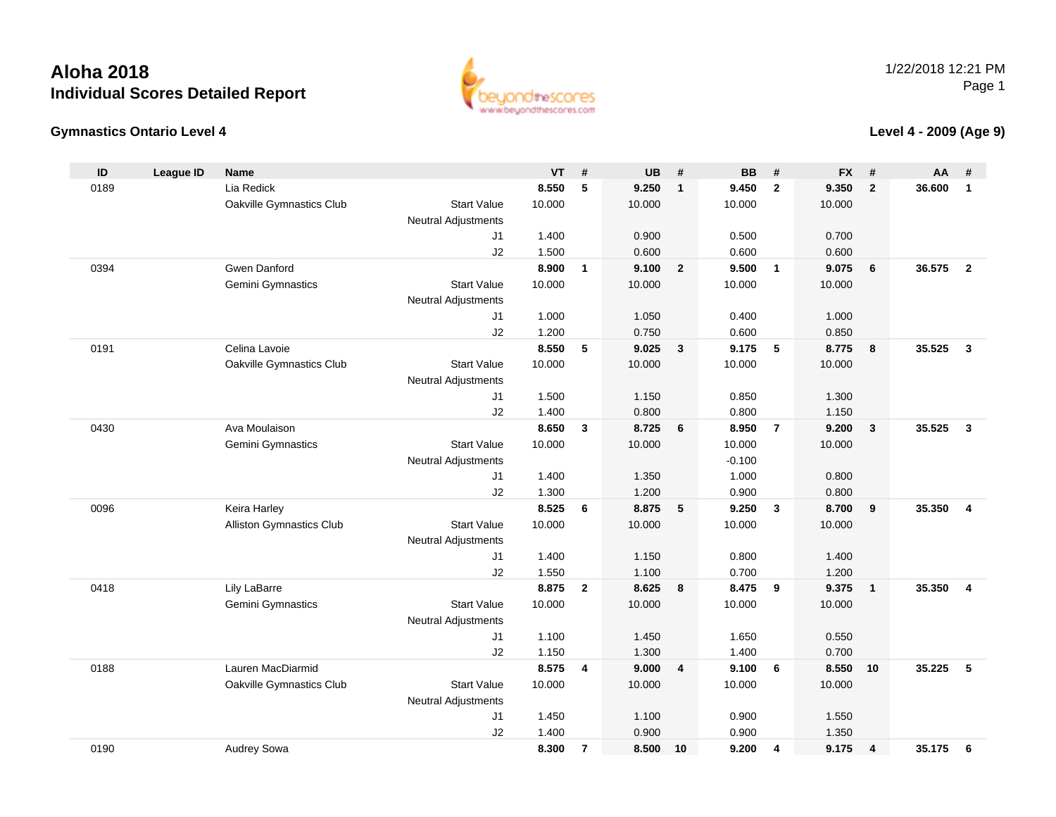# Aloha 2018

## Individual Scores Detailed Report

### Gymnastics Ontario Level 4

### Level 4 - 2009 (Age 9)

| ID | League ID | Name | | VT | # | UB | # | BB | # | FX | # | AA | # |
|---|---|---|---|---|---|---|---|---|---|---|---|---|---|
| 0189 | | Lia Redick | | **8.550** | **5** | **9.250** | **1** | **9.450** | **2** | **9.350** | **2** | **36.600** | **1** |
| | | Oakville Gymnastics Club | Start Value | 10.000 | | 10.000 | | 10.000 | | 10.000 | | | |
| | | | Neutral Adjustments | | | | | | | | | | |
| | | | J1 | 1.400 | | 0.900 | | 0.500 | | 0.700 | | | |
| | | | J2 | 1.500 | | 0.600 | | 0.600 | | 0.600 | | | |
| 0394 | | Gwen Danford | | **8.900** | **1** | **9.100** | **2** | **9.500** | **1** | **9.075** | **6** | **36.575** | **2** |
| | | Gemini Gymnastics | Start Value | 10.000 | | 10.000 | | 10.000 | | 10.000 | | | |
| | | | Neutral Adjustments | | | | | | | | | | |
| | | | J1 | 1.000 | | 1.050 | | 0.400 | | 1.000 | | | |
| | | | J2 | 1.200 | | 0.750 | | 0.600 | | 0.850 | | | |
| 0191 | | Celina Lavoie | | **8.550** | **5** | **9.025** | **3** | **9.175** | **5** | **8.775** | **8** | **35.525** | **3** |
| | | Oakville Gymnastics Club | Start Value | 10.000 | | 10.000 | | 10.000 | | 10.000 | | | |
| | | | Neutral Adjustments | | | | | | | | | | |
| | | | J1 | 1.500 | | 1.150 | | 0.850 | | 1.300 | | | |
| | | | J2 | 1.400 | | 0.800 | | 0.800 | | 1.150 | | | |
| 0430 | | Ava Moulaison | | **8.650** | **3** | **8.725** | **6** | **8.950** | **7** | **9.200** | **3** | **35.525** | **3** |
| | | Gemini Gymnastics | Start Value | 10.000 | | 10.000 | | 10.000 | | 10.000 | | | |
| | | | Neutral Adjustments | | | | | -0.100 | | | | | |
| | | | J1 | 1.400 | | 1.350 | | 1.000 | | 0.800 | | | |
| | | | J2 | 1.300 | | 1.200 | | 0.900 | | 0.800 | | | |
| 0096 | | Keira Harley | | **8.525** | **6** | **8.875** | **5** | **9.250** | **3** | **8.700** | **9** | **35.350** | **4** |
| | | Alliston Gymnastics Club | Start Value | 10.000 | | 10.000 | | 10.000 | | 10.000 | | | |
| | | | Neutral Adjustments | | | | | | | | | | |
| | | | J1 | 1.400 | | 1.150 | | 0.800 | | 1.400 | | | |
| | | | J2 | 1.550 | | 1.100 | | 0.700 | | 1.200 | | | |
| 0418 | | Lily LaBarre | | **8.875** | **2** | **8.625** | **8** | **8.475** | **9** | **9.375** | **1** | **35.350** | **4** |
| | | Gemini Gymnastics | Start Value | 10.000 | | 10.000 | | 10.000 | | 10.000 | | | |
| | | | Neutral Adjustments | | | | | | | | | | |
| | | | J1 | 1.100 | | 1.450 | | 1.650 | | 0.550 | | | |
| | | | J2 | 1.150 | | 1.300 | | 1.400 | | 0.700 | | | |
| 0188 | | Lauren MacDiarmid | | **8.575** | **4** | **9.000** | **4** | **9.100** | **6** | **8.550** | **10** | **35.225** | **5** |
| | | Oakville Gymnastics Club | Start Value | 10.000 | | 10.000 | | 10.000 | | 10.000 | | | |
| | | | Neutral Adjustments | | | | | | | | | | |
| | | | J1 | 1.450 | | 1.100 | | 0.900 | | 1.550 | | | |
| | | | J2 | 1.400 | | 0.900 | | 0.900 | | 1.350 | | | |
| 0190 | | Audrey Sowa | | **8.300** | **7** | **8.500** | **10** | **9.200** | **4** | **9.175** | **4** | **35.175** | **6** |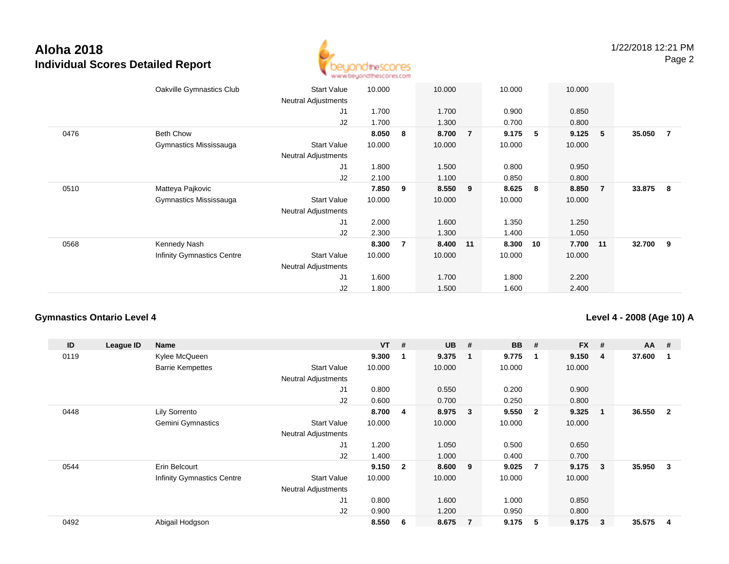# Aloha 2018

## Individual Scores Detailed Report

1/22/2018 12:21 PM

| ID | League ID | Name | | VT | # | UB | # | BB | # | FX | # | AA | # |
|---|---|---|---|---|---|---|---|---|---|---|---|---|---|
| | | Oakville Gymnastics Club | Start Value | 10.000 | | 10.000 | | 10.000 | | 10.000 | | | |
| | | | Neutral Adjustments | | | | | | | | | | |
| | | | J1 | 1.700 | | 1.700 | | 0.900 | | 0.850 | | | |
| | | | J2 | 1.700 | | 1.300 | | 0.700 | | 0.800 | | | |
| 0476 | | Beth Chow | | **8.050** | **8** | **8.700** | **7** | **9.175** | **5** | **9.125** | **5** | **35.050** | **7** |
| | | Gymnastics Mississauga | Start Value | 10.000 | | 10.000 | | 10.000 | | 10.000 | | | |
| | | | Neutral Adjustments | | | | | | | | | | |
| | | | J1 | 1.800 | | 1.500 | | 0.800 | | 0.950 | | | |
| | | | J2 | 2.100 | | 1.100 | | 0.850 | | 0.800 | | | |
| 0510 | | Matteya Pajkovic | | **7.850** | **9** | **8.550** | **9** | **8.625** | **8** | **8.850** | **7** | **33.875** | **8** |
| | | Gymnastics Mississauga | Start Value | 10.000 | | 10.000 | | 10.000 | | 10.000 | | | |
| | | | Neutral Adjustments | | | | | | | | | | |
| | | | J1 | 2.000 | | 1.600 | | 1.350 | | 1.250 | | | |
| | | | J2 | 2.300 | | 1.300 | | 1.400 | | 1.050 | | | |
| 0568 | | Kennedy Nash | | **8.300** | **7** | **8.400** | **11** | **8.300** | **10** | **7.700** | **11** | **32.700** | **9** |
| | | Infinity Gymnastics Centre | Start Value | 10.000 | | 10.000 | | 10.000 | | 10.000 | | | |
| | | | Neutral Adjustments | | | | | | | | | | |
| | | | J1 | 1.600 | | 1.700 | | 1.800 | | 2.200 | | | |
| | | | J2 | 1.800 | | 1.500 | | 1.600 | | 2.400 | | | |

### Gymnastics Ontario Level 4

### Level 4 - 2008 (Age 10) A

| ID | League ID | Name | | VT | # | UB | # | BB | # | FX | # | AA | # |
|---|---|---|---|---|---|---|---|---|---|---|---|---|---|
| 0119 | | Kylee McQueen | | **9.300** | **1** | **9.375** | **1** | **9.775** | **1** | **9.150** | **4** | **37.600** | **1** |
| | | Barrie Kempettes | Start Value | 10.000 | | 10.000 | | 10.000 | | 10.000 | | | |
| | | | Neutral Adjustments | | | | | | | | | | |
| | | | J1 | 0.800 | | 0.550 | | 0.200 | | 0.900 | | | |
| | | | J2 | 0.600 | | 0.700 | | 0.250 | | 0.800 | | | |
| 0448 | | Lily Sorrento | | **8.700** | **4** | **8.975** | **3** | **9.550** | **2** | **9.325** | **1** | **36.550** | **2** |
| | | Gemini Gymnastics | Start Value | 10.000 | | 10.000 | | 10.000 | | 10.000 | | | |
| | | | Neutral Adjustments | | | | | | | | | | |
| | | | J1 | 1.200 | | 1.050 | | 0.500 | | 0.650 | | | |
| | | | J2 | 1.400 | | 1.000 | | 0.400 | | 0.700 | | | |
| 0544 | | Erin Belcourt | | **9.150** | **2** | **8.600** | **9** | **9.025** | **7** | **9.175** | **3** | **35.950** | **3** |
| | | Infinity Gymnastics Centre | Start Value | 10.000 | | 10.000 | | 10.000 | | 10.000 | | | |
| | | | Neutral Adjustments | | | | | | | | | | |
| | | | J1 | 0.800 | | 1.600 | | 1.000 | | 0.850 | | | |
| | | | J2 | 0.900 | | 1.200 | | 0.950 | | 0.800 | | | |
| 0492 | | Abigail Hodgson | | **8.550** | **6** | **8.675** | **7** | **9.175** | **5** | **9.175** | **3** | **35.575** | **4** |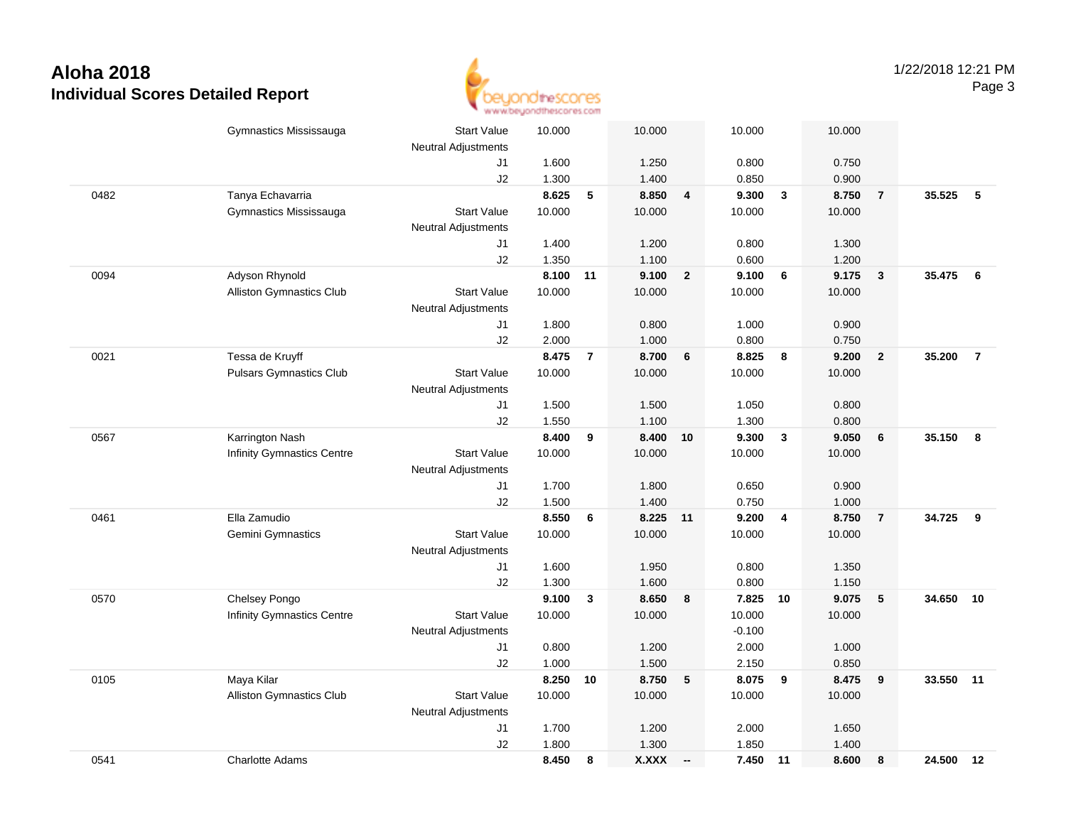# Aloha 2018

## Individual Scores Detailed Report

1/22/2018 12:21 PM

| # | Name / Club | | Vault | Rank | Bars | Rank | Beam | Rank | Floor | Rank | AA | Rank |
|---|---|---|---|---|---|---|---|---|---|---|---|---|
| | Gymnastics Mississauga | Start Value | 10.000 | | 10.000 | | 10.000 | | 10.000 | | | |
| | | Neutral Adjustments | | | | | | | | | | |
| | | J1 | 1.600 | | 1.250 | | 0.800 | | 0.750 | | | |
| | | J2 | 1.300 | | 1.400 | | 0.850 | | 0.900 | | | |
| 0482 | Tanya Echavarria | | **8.625** | **5** | **8.850** | **4** | **9.300** | **3** | **8.750** | **7** | **35.525** | **5** |
| | Gymnastics Mississauga | Start Value | 10.000 | | 10.000 | | 10.000 | | 10.000 | | | |
| | | Neutral Adjustments | | | | | | | | | | |
| | | J1 | 1.400 | | 1.200 | | 0.800 | | 1.300 | | | |
| | | J2 | 1.350 | | 1.100 | | 0.600 | | 1.200 | | | |
| 0094 | Adyson Rhynold | | **8.100** | **11** | **9.100** | **2** | **9.100** | **6** | **9.175** | **3** | **35.475** | **6** |
| | Alliston Gymnastics Club | Start Value | 10.000 | | 10.000 | | 10.000 | | 10.000 | | | |
| | | Neutral Adjustments | | | | | | | | | | |
| | | J1 | 1.800 | | 0.800 | | 1.000 | | 0.900 | | | |
| | | J2 | 2.000 | | 1.000 | | 0.800 | | 0.750 | | | |
| 0021 | Tessa de Kruyff | | **8.475** | **7** | **8.700** | **6** | **8.825** | **8** | **9.200** | **2** | **35.200** | **7** |
| | Pulsars Gymnastics Club | Start Value | 10.000 | | 10.000 | | 10.000 | | 10.000 | | | |
| | | Neutral Adjustments | | | | | | | | | | |
| | | J1 | 1.500 | | 1.500 | | 1.050 | | 0.800 | | | |
| | | J2 | 1.550 | | 1.100 | | 1.300 | | 0.800 | | | |
| 0567 | Karrington Nash | | **8.400** | **9** | **8.400** | **10** | **9.300** | **3** | **9.050** | **6** | **35.150** | **8** |
| | Infinity Gymnastics Centre | Start Value | 10.000 | | 10.000 | | 10.000 | | 10.000 | | | |
| | | Neutral Adjustments | | | | | | | | | | |
| | | J1 | 1.700 | | 1.800 | | 0.650 | | 0.900 | | | |
| | | J2 | 1.500 | | 1.400 | | 0.750 | | 1.000 | | | |
| 0461 | Ella Zamudio | | **8.550** | **6** | **8.225** | **11** | **9.200** | **4** | **8.750** | **7** | **34.725** | **9** |
| | Gemini Gymnastics | Start Value | 10.000 | | 10.000 | | 10.000 | | 10.000 | | | |
| | | Neutral Adjustments | | | | | | | | | | |
| | | J1 | 1.600 | | 1.950 | | 0.800 | | 1.350 | | | |
| | | J2 | 1.300 | | 1.600 | | 0.800 | | 1.150 | | | |
| 0570 | Chelsey Pongo | | **9.100** | **3** | **8.650** | **8** | **7.825** | **10** | **9.075** | **5** | **34.650** | **10** |
| | Infinity Gymnastics Centre | Start Value | 10.000 | | 10.000 | | 10.000 | | 10.000 | | | |
| | | Neutral Adjustments | | | | | -0.100 | | | | | |
| | | J1 | 0.800 | | 1.200 | | 2.000 | | 1.000 | | | |
| | | J2 | 1.000 | | 1.500 | | 2.150 | | 0.850 | | | |
| 0105 | Maya Kilar | | **8.250** | **10** | **8.750** | **5** | **8.075** | **9** | **8.475** | **9** | **33.550** | **11** |
| | Alliston Gymnastics Club | Start Value | 10.000 | | 10.000 | | 10.000 | | 10.000 | | | |
| | | Neutral Adjustments | | | | | | | | | | |
| | | J1 | 1.700 | | 1.200 | | 2.000 | | 1.650 | | | |
| | | J2 | 1.800 | | 1.300 | | 1.850 | | 1.400 | | | |
| 0541 | Charlotte Adams | | **8.450** | **8** | **X.XXX** | **--** | **7.450** | **11** | **8.600** | **8** | **24.500** | **12** |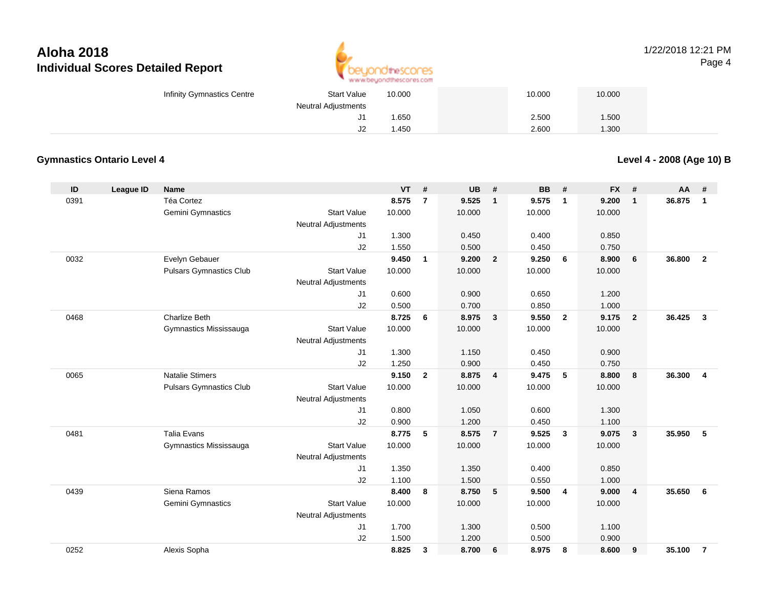# Aloha 2018

## Individual Scores Detailed Report

1/22/2018 12:21 PM

| | | | | VT | # | UB | # | BB | # | FX | # | AA | # |
|---|---|---|---|---|---|---|---|---|---|---|---|---|---|
| | | Infinity Gymnastics Centre | Start Value | 10.000 | | | | 10.000 | | 10.000 | | | |
| | | | Neutral Adjustments | | | | | | | | | | |
| | | | J1 | 1.650 | | | | 2.500 | | 1.500 | | | |
| | | | J2 | 1.450 | | | | 2.600 | | 1.300 | | | |

### Gymnastics Ontario Level 4

**Level 4 - 2008 (Age 10) B**

| ID | League ID | Name | | VT | # | UB | # | BB | # | FX | # | AA | # |
|---|---|---|---|---|---|---|---|---|---|---|---|---|---|
| 0391 | | Téa Cortez | | **8.575** | **7** | **9.525** | **1** | **9.575** | **1** | **9.200** | **1** | **36.875** | **1** |
| | | Gemini Gymnastics | Start Value | 10.000 | | 10.000 | | 10.000 | | 10.000 | | | |
| | | | Neutral Adjustments | | | | | | | | | | |
| | | | J1 | 1.300 | | 0.450 | | 0.400 | | 0.850 | | | |
| | | | J2 | 1.550 | | 0.500 | | 0.450 | | 0.750 | | | |
| 0032 | | Evelyn Gebauer | | **9.450** | **1** | **9.200** | **2** | **9.250** | **6** | **8.900** | **6** | **36.800** | **2** |
| | | Pulsars Gymnastics Club | Start Value | 10.000 | | 10.000 | | 10.000 | | 10.000 | | | |
| | | | Neutral Adjustments | | | | | | | | | | |
| | | | J1 | 0.600 | | 0.900 | | 0.650 | | 1.200 | | | |
| | | | J2 | 0.500 | | 0.700 | | 0.850 | | 1.000 | | | |
| 0468 | | Charlize Beth | | **8.725** | **6** | **8.975** | **3** | **9.550** | **2** | **9.175** | **2** | **36.425** | **3** |
| | | Gymnastics Mississauga | Start Value | 10.000 | | 10.000 | | 10.000 | | 10.000 | | | |
| | | | Neutral Adjustments | | | | | | | | | | |
| | | | J1 | 1.300 | | 1.150 | | 0.450 | | 0.900 | | | |
| | | | J2 | 1.250 | | 0.900 | | 0.450 | | 0.750 | | | |
| 0065 | | Natalie Stimers | | **9.150** | **2** | **8.875** | **4** | **9.475** | **5** | **8.800** | **8** | **36.300** | **4** |
| | | Pulsars Gymnastics Club | Start Value | 10.000 | | 10.000 | | 10.000 | | 10.000 | | | |
| | | | Neutral Adjustments | | | | | | | | | | |
| | | | J1 | 0.800 | | 1.050 | | 0.600 | | 1.300 | | | |
| | | | J2 | 0.900 | | 1.200 | | 0.450 | | 1.100 | | | |
| 0481 | | Talia Evans | | **8.775** | **5** | **8.575** | **7** | **9.525** | **3** | **9.075** | **3** | **35.950** | **5** |
| | | Gymnastics Mississauga | Start Value | 10.000 | | 10.000 | | 10.000 | | 10.000 | | | |
| | | | Neutral Adjustments | | | | | | | | | | |
| | | | J1 | 1.350 | | 1.350 | | 0.400 | | 0.850 | | | |
| | | | J2 | 1.100 | | 1.500 | | 0.550 | | 1.000 | | | |
| 0439 | | Siena Ramos | | **8.400** | **8** | **8.750** | **5** | **9.500** | **4** | **9.000** | **4** | **35.650** | **6** |
| | | Gemini Gymnastics | Start Value | 10.000 | | 10.000 | | 10.000 | | 10.000 | | | |
| | | | Neutral Adjustments | | | | | | | | | | |
| | | | J1 | 1.700 | | 1.300 | | 0.500 | | 1.100 | | | |
| | | | J2 | 1.500 | | 1.200 | | 0.500 | | 0.900 | | | |
| 0252 | | Alexis Sopha | | **8.825** | **3** | **8.700** | **6** | **8.975** | **8** | **8.600** | **9** | **35.100** | **7** |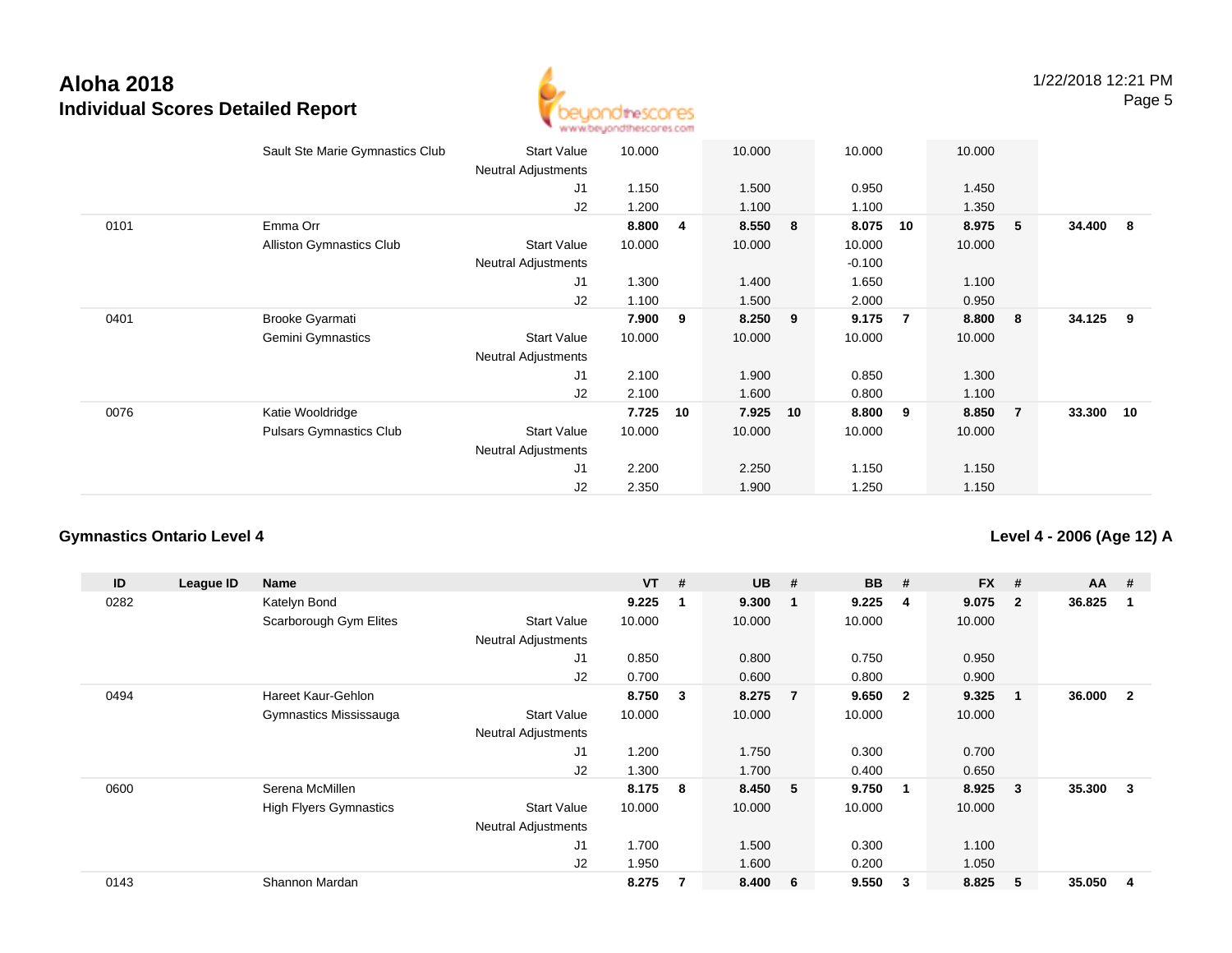# Aloha 2018
## Individual Scores Detailed Report

1/22/2018 12:21 PM

| ID | League ID | Name | | VT | # | UB | # | BB | # | FX | # | AA | # |
|---|---|---|---|---|---|---|---|---|---|---|---|---|---|
| | | Sault Ste Marie Gymnastics Club | Start Value | 10.000 | | 10.000 | | 10.000 | | 10.000 | | | |
| | | | Neutral Adjustments | | | | | | | | | | |
| | | | J1 | 1.150 | | 1.500 | | 0.950 | | 1.450 | | | |
| | | | J2 | 1.200 | | 1.100 | | 1.100 | | 1.350 | | | |
| 0101 | | Emma Orr | | **8.800** | **4** | **8.550** | **8** | **8.075** | **10** | **8.975** | **5** | **34.400** | **8** |
| | | Alliston Gymnastics Club | Start Value | 10.000 | | 10.000 | | 10.000 | | 10.000 | | | |
| | | | Neutral Adjustments | | | | | -0.100 | | | | | |
| | | | J1 | 1.300 | | 1.400 | | 1.650 | | 1.100 | | | |
| | | | J2 | 1.100 | | 1.500 | | 2.000 | | 0.950 | | | |
| 0401 | | Brooke Gyarmati | | **7.900** | **9** | **8.250** | **9** | **9.175** | **7** | **8.800** | **8** | **34.125** | **9** |
| | | Gemini Gymnastics | Start Value | 10.000 | | 10.000 | | 10.000 | | 10.000 | | | |
| | | | Neutral Adjustments | | | | | | | | | | |
| | | | J1 | 2.100 | | 1.900 | | 0.850 | | 1.300 | | | |
| | | | J2 | 2.100 | | 1.600 | | 0.800 | | 1.100 | | | |
| 0076 | | Katie Wooldridge | | **7.725** | **10** | **7.925** | **10** | **8.800** | **9** | **8.850** | **7** | **33.300** | **10** |
| | | Pulsars Gymnastics Club | Start Value | 10.000 | | 10.000 | | 10.000 | | 10.000 | | | |
| | | | Neutral Adjustments | | | | | | | | | | |
| | | | J1 | 2.200 | | 2.250 | | 1.150 | | 1.150 | | | |
| | | | J2 | 2.350 | | 1.900 | | 1.250 | | 1.150 | | | |

### Gymnastics Ontario Level 4

### Level 4 - 2006 (Age 12) A

| ID | League ID | Name | | VT | # | UB | # | BB | # | FX | # | AA | # |
|---|---|---|---|---|---|---|---|---|---|---|---|---|---|
| 0282 | | Katelyn Bond | | **9.225** | **1** | **9.300** | **1** | **9.225** | **4** | **9.075** | **2** | **36.825** | **1** |
| | | Scarborough Gym Elites | Start Value | 10.000 | | 10.000 | | 10.000 | | 10.000 | | | |
| | | | Neutral Adjustments | | | | | | | | | | |
| | | | J1 | 0.850 | | 0.800 | | 0.750 | | 0.950 | | | |
| | | | J2 | 0.700 | | 0.600 | | 0.800 | | 0.900 | | | |
| 0494 | | Hareet Kaur-Gehlon | | **8.750** | **3** | **8.275** | **7** | **9.650** | **2** | **9.325** | **1** | **36.000** | **2** |
| | | Gymnastics Mississauga | Start Value | 10.000 | | 10.000 | | 10.000 | | 10.000 | | | |
| | | | Neutral Adjustments | | | | | | | | | | |
| | | | J1 | 1.200 | | 1.750 | | 0.300 | | 0.700 | | | |
| | | | J2 | 1.300 | | 1.700 | | 0.400 | | 0.650 | | | |
| 0600 | | Serena McMillen | | **8.175** | **8** | **8.450** | **5** | **9.750** | **1** | **8.925** | **3** | **35.300** | **3** |
| | | High Flyers Gymnastics | Start Value | 10.000 | | 10.000 | | 10.000 | | 10.000 | | | |
| | | | Neutral Adjustments | | | | | | | | | | |
| | | | J1 | 1.700 | | 1.500 | | 0.300 | | 1.100 | | | |
| | | | J2 | 1.950 | | 1.600 | | 0.200 | | 1.050 | | | |
| 0143 | | Shannon Mardan | | **8.275** | **7** | **8.400** | **6** | **9.550** | **3** | **8.825** | **5** | **35.050** | **4** |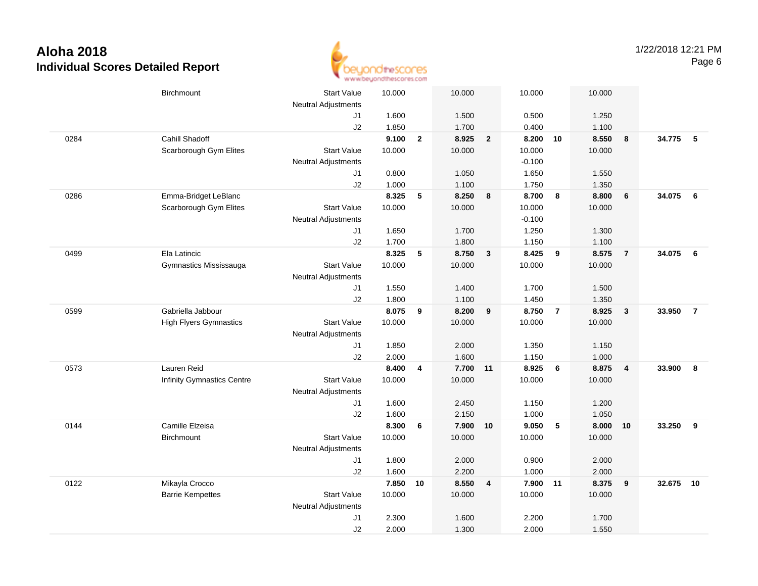# Aloha 2018
## Individual Scores Detailed Report

| | | | | | | | | | | | | |
|---|---|---|---|---|---|---|---|---|---|---|---|---|
| | Birchmount | Start Value | 10.000 | | 10.000 | | 10.000 | | 10.000 | | | |
| | | Neutral Adjustments | | | | | | | | | | |
| | | J1 | 1.600 | | 1.500 | | 0.500 | | 1.250 | | | |
| | | J2 | 1.850 | | 1.700 | | 0.400 | | 1.100 | | | |
| 0284 | Cahill Shadoff | | **9.100** | **2** | **8.925** | **2** | **8.200** | **10** | **8.550** | **8** | **34.775** | **5** |
| | Scarborough Gym Elites | Start Value | 10.000 | | 10.000 | | 10.000 | | 10.000 | | | |
| | | Neutral Adjustments | | | | | -0.100 | | | | | |
| | | J1 | 0.800 | | 1.050 | | 1.650 | | 1.550 | | | |
| | | J2 | 1.000 | | 1.100 | | 1.750 | | 1.350 | | | |
| 0286 | Emma-Bridget LeBlanc | | **8.325** | **5** | **8.250** | **8** | **8.700** | **8** | **8.800** | **6** | **34.075** | **6** |
| | Scarborough Gym Elites | Start Value | 10.000 | | 10.000 | | 10.000 | | 10.000 | | | |
| | | Neutral Adjustments | | | | | -0.100 | | | | | |
| | | J1 | 1.650 | | 1.700 | | 1.250 | | 1.300 | | | |
| | | J2 | 1.700 | | 1.800 | | 1.150 | | 1.100 | | | |
| 0499 | Ela Latincic | | **8.325** | **5** | **8.750** | **3** | **8.425** | **9** | **8.575** | **7** | **34.075** | **6** |
| | Gymnastics Mississauga | Start Value | 10.000 | | 10.000 | | 10.000 | | 10.000 | | | |
| | | Neutral Adjustments | | | | | | | | | | |
| | | J1 | 1.550 | | 1.400 | | 1.700 | | 1.500 | | | |
| | | J2 | 1.800 | | 1.100 | | 1.450 | | 1.350 | | | |
| 0599 | Gabriella Jabbour | | **8.075** | **9** | **8.200** | **9** | **8.750** | **7** | **8.925** | **3** | **33.950** | **7** |
| | High Flyers Gymnastics | Start Value | 10.000 | | 10.000 | | 10.000 | | 10.000 | | | |
| | | Neutral Adjustments | | | | | | | | | | |
| | | J1 | 1.850 | | 2.000 | | 1.350 | | 1.150 | | | |
| | | J2 | 2.000 | | 1.600 | | 1.150 | | 1.000 | | | |
| 0573 | Lauren Reid | | **8.400** | **4** | **7.700** | **11** | **8.925** | **6** | **8.875** | **4** | **33.900** | **8** |
| | Infinity Gymnastics Centre | Start Value | 10.000 | | 10.000 | | 10.000 | | 10.000 | | | |
| | | Neutral Adjustments | | | | | | | | | | |
| | | J1 | 1.600 | | 2.450 | | 1.150 | | 1.200 | | | |
| | | J2 | 1.600 | | 2.150 | | 1.000 | | 1.050 | | | |
| 0144 | Camille Elzeisa | | **8.300** | **6** | **7.900** | **10** | **9.050** | **5** | **8.000** | **10** | **33.250** | **9** |
| | Birchmount | Start Value | 10.000 | | 10.000 | | 10.000 | | 10.000 | | | |
| | | Neutral Adjustments | | | | | | | | | | |
| | | J1 | 1.800 | | 2.000 | | 0.900 | | 2.000 | | | |
| | | J2 | 1.600 | | 2.200 | | 1.000 | | 2.000 | | | |
| 0122 | Mikayla Crocco | | **7.850** | **10** | **8.550** | **4** | **7.900** | **11** | **8.375** | **9** | **32.675** | **10** |
| | Barrie Kempettes | Start Value | 10.000 | | 10.000 | | 10.000 | | 10.000 | | | |
| | | Neutral Adjustments | | | | | | | | | | |
| | | J1 | 2.300 | | 1.600 | | 2.200 | | 1.700 | | | |
| | | J2 | 2.000 | | 1.300 | | 2.000 | | 1.550 | | | |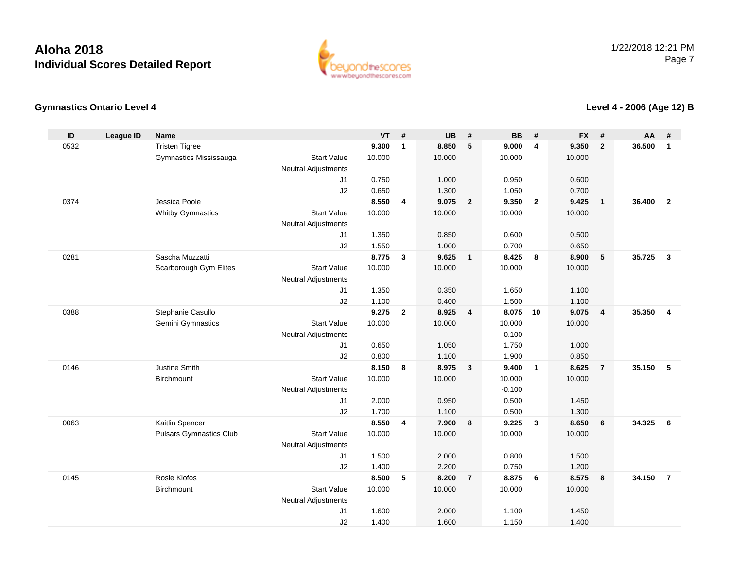# Aloha 2018
## Individual Scores Detailed Report

1/22/2018 12:21 PM

### Gymnastics Ontario Level 4

### Level 4 - 2006 (Age 12) B

| ID | League ID | Name | | VT | # | UB | # | BB | # | FX | # | AA | # |
|---|---|---|---|---|---|---|---|---|---|---|---|---|---|
| 0532 | | Tristen Tigree | | **9.300** | **1** | **8.850** | **5** | **9.000** | **4** | **9.350** | **2** | **36.500** | **1** |
| | | Gymnastics Mississauga | Start Value | 10.000 | | 10.000 | | 10.000 | | 10.000 | | | |
| | | | Neutral Adjustments | | | | | | | | | | |
| | | | J1 | 0.750 | | 1.000 | | 0.950 | | 0.600 | | | |
| | | | J2 | 0.650 | | 1.300 | | 1.050 | | 0.700 | | | |
| 0374 | | Jessica Poole | | **8.550** | **4** | **9.075** | **2** | **9.350** | **2** | **9.425** | **1** | **36.400** | **2** |
| | | Whitby Gymnastics | Start Value | 10.000 | | 10.000 | | 10.000 | | 10.000 | | | |
| | | | Neutral Adjustments | | | | | | | | | | |
| | | | J1 | 1.350 | | 0.850 | | 0.600 | | 0.500 | | | |
| | | | J2 | 1.550 | | 1.000 | | 0.700 | | 0.650 | | | |
| 0281 | | Sascha Muzzatti | | **8.775** | **3** | **9.625** | **1** | **8.425** | **8** | **8.900** | **5** | **35.725** | **3** |
| | | Scarborough Gym Elites | Start Value | 10.000 | | 10.000 | | 10.000 | | 10.000 | | | |
| | | | Neutral Adjustments | | | | | | | | | | |
| | | | J1 | 1.350 | | 0.350 | | 1.650 | | 1.100 | | | |
| | | | J2 | 1.100 | | 0.400 | | 1.500 | | 1.100 | | | |
| 0388 | | Stephanie Casullo | | **9.275** | **2** | **8.925** | **4** | **8.075** | **10** | **9.075** | **4** | **35.350** | **4** |
| | | Gemini Gymnastics | Start Value | 10.000 | | 10.000 | | 10.000 | | 10.000 | | | |
| | | | Neutral Adjustments | | | | | -0.100 | | | | | |
| | | | J1 | 0.650 | | 1.050 | | 1.750 | | 1.000 | | | |
| | | | J2 | 0.800 | | 1.100 | | 1.900 | | 0.850 | | | |
| 0146 | | Justine Smith | | **8.150** | **8** | **8.975** | **3** | **9.400** | **1** | **8.625** | **7** | **35.150** | **5** |
| | | Birchmount | Start Value | 10.000 | | 10.000 | | 10.000 | | 10.000 | | | |
| | | | Neutral Adjustments | | | | | -0.100 | | | | | |
| | | | J1 | 2.000 | | 0.950 | | 0.500 | | 1.450 | | | |
| | | | J2 | 1.700 | | 1.100 | | 0.500 | | 1.300 | | | |
| 0063 | | Kaitlin Spencer | | **8.550** | **4** | **7.900** | **8** | **9.225** | **3** | **8.650** | **6** | **34.325** | **6** |
| | | Pulsars Gymnastics Club | Start Value | 10.000 | | 10.000 | | 10.000 | | 10.000 | | | |
| | | | Neutral Adjustments | | | | | | | | | | |
| | | | J1 | 1.500 | | 2.000 | | 0.800 | | 1.500 | | | |
| | | | J2 | 1.400 | | 2.200 | | 0.750 | | 1.200 | | | |
| 0145 | | Rosie Kiofos | | **8.500** | **5** | **8.200** | **7** | **8.875** | **6** | **8.575** | **8** | **34.150** | **7** |
| | | Birchmount | Start Value | 10.000 | | 10.000 | | 10.000 | | 10.000 | | | |
| | | | Neutral Adjustments | | | | | | | | | | |
| | | | J1 | 1.600 | | 2.000 | | 1.100 | | 1.450 | | | |
| | | | J2 | 1.400 | | 1.600 | | 1.150 | | 1.400 | | | |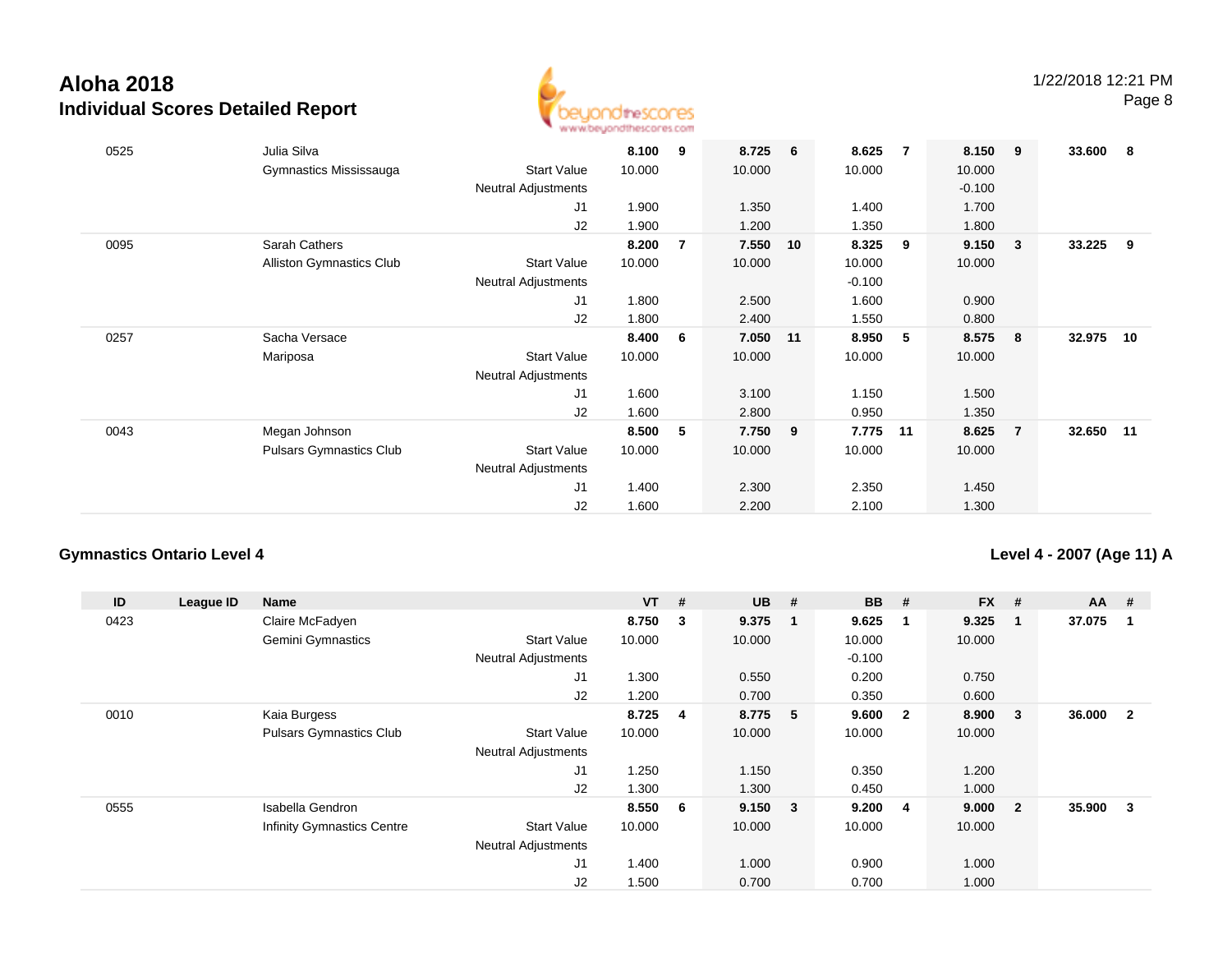# Aloha 2018
## Individual Scores Detailed Report

1/22/2018 12:21 PM

| ID | League ID | Name | | VT | # | UB | # | BB | # | FX | # | AA | # |
|---|---|---|---|---|---|---|---|---|---|---|---|---|---|
| 0525 | | Julia Silva | | **8.100** | **9** | **8.725** | **6** | **8.625** | **7** | **8.150** | **9** | **33.600** | **8** |
| | | Gymnastics Mississauga | Start Value | 10.000 | | 10.000 | | 10.000 | | 10.000 | | | |
| | | | Neutral Adjustments | | | | | | | -0.100 | | | |
| | | | J1 | 1.900 | | 1.350 | | 1.400 | | 1.700 | | | |
| | | | J2 | 1.900 | | 1.200 | | 1.350 | | 1.800 | | | |
| 0095 | | Sarah Cathers | | **8.200** | **7** | **7.550** | **10** | **8.325** | **9** | **9.150** | **3** | **33.225** | **9** |
| | | Alliston Gymnastics Club | Start Value | 10.000 | | 10.000 | | 10.000 | | 10.000 | | | |
| | | | Neutral Adjustments | | | | | -0.100 | | | | | |
| | | | J1 | 1.800 | | 2.500 | | 1.600 | | 0.900 | | | |
| | | | J2 | 1.800 | | 2.400 | | 1.550 | | 0.800 | | | |
| 0257 | | Sacha Versace | | **8.400** | **6** | **7.050** | **11** | **8.950** | **5** | **8.575** | **8** | **32.975** | **10** |
| | | Mariposa | Start Value | 10.000 | | 10.000 | | 10.000 | | 10.000 | | | |
| | | | Neutral Adjustments | | | | | | | | | | |
| | | | J1 | 1.600 | | 3.100 | | 1.150 | | 1.500 | | | |
| | | | J2 | 1.600 | | 2.800 | | 0.950 | | 1.350 | | | |
| 0043 | | Megan Johnson | | **8.500** | **5** | **7.750** | **9** | **7.775** | **11** | **8.625** | **7** | **32.650** | **11** |
| | | Pulsars Gymnastics Club | Start Value | 10.000 | | 10.000 | | 10.000 | | 10.000 | | | |
| | | | Neutral Adjustments | | | | | | | | | | |
| | | | J1 | 1.400 | | 2.300 | | 2.350 | | 1.450 | | | |
| | | | J2 | 1.600 | | 2.200 | | 2.100 | | 1.300 | | | |

### Gymnastics Ontario Level 4

### Level 4 - 2007 (Age 11) A

| ID | League ID | Name | | VT | # | UB | # | BB | # | FX | # | AA | # |
|---|---|---|---|---|---|---|---|---|---|---|---|---|---|
| 0423 | | Claire McFadyen | | **8.750** | **3** | **9.375** | **1** | **9.625** | **1** | **9.325** | **1** | **37.075** | **1** |
| | | Gemini Gymnastics | Start Value | 10.000 | | 10.000 | | 10.000 | | 10.000 | | | |
| | | | Neutral Adjustments | | | | | -0.100 | | | | | |
| | | | J1 | 1.300 | | 0.550 | | 0.200 | | 0.750 | | | |
| | | | J2 | 1.200 | | 0.700 | | 0.350 | | 0.600 | | | |
| 0010 | | Kaia Burgess | | **8.725** | **4** | **8.775** | **5** | **9.600** | **2** | **8.900** | **3** | **36.000** | **2** |
| | | Pulsars Gymnastics Club | Start Value | 10.000 | | 10.000 | | 10.000 | | 10.000 | | | |
| | | | Neutral Adjustments | | | | | | | | | | |
| | | | J1 | 1.250 | | 1.150 | | 0.350 | | 1.200 | | | |
| | | | J2 | 1.300 | | 1.300 | | 0.450 | | 1.000 | | | |
| 0555 | | Isabella Gendron | | **8.550** | **6** | **9.150** | **3** | **9.200** | **4** | **9.000** | **2** | **35.900** | **3** |
| | | Infinity Gymnastics Centre | Start Value | 10.000 | | 10.000 | | 10.000 | | 10.000 | | | |
| | | | Neutral Adjustments | | | | | | | | | | |
| | | | J1 | 1.400 | | 1.000 | | 0.900 | | 1.000 | | | |
| | | | J2 | 1.500 | | 0.700 | | 0.700 | | 1.000 | | | |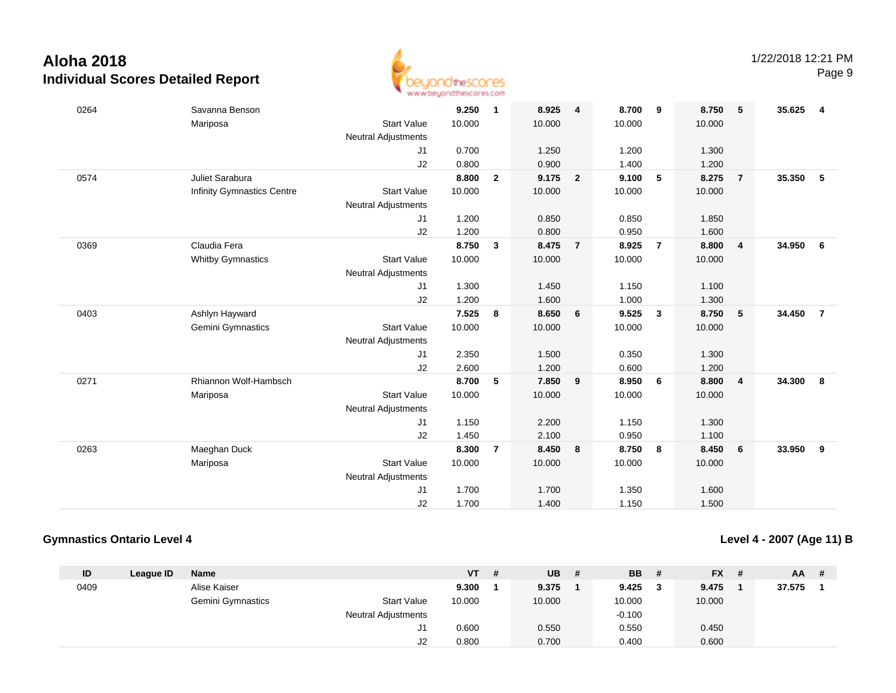# Aloha 2018
## Individual Scores Detailed Report

| ID | League ID | Name | | VT | # | UB | # | BB | # | FX | # | AA | # |
|---|---|---|---|---|---|---|---|---|---|---|---|---|---|
| 0264 | | Savanna Benson | | **9.250** | **1** | **8.925** | **4** | **8.700** | **9** | **8.750** | **5** | **35.625** | **4** |
| | | Mariposa | Start Value | 10.000 | | 10.000 | | 10.000 | | 10.000 | | | |
| | | | Neutral Adjustments | | | | | | | | | | |
| | | | J1 | 0.700 | | 1.250 | | 1.200 | | 1.300 | | | |
| | | | J2 | 0.800 | | 0.900 | | 1.400 | | 1.200 | | | |
| 0574 | | Juliet Sarabura | | **8.800** | **2** | **9.175** | **2** | **9.100** | **5** | **8.275** | **7** | **35.350** | **5** |
| | | Infinity Gymnastics Centre | Start Value | 10.000 | | 10.000 | | 10.000 | | 10.000 | | | |
| | | | Neutral Adjustments | | | | | | | | | | |
| | | | J1 | 1.200 | | 0.850 | | 0.850 | | 1.850 | | | |
| | | | J2 | 1.200 | | 0.800 | | 0.950 | | 1.600 | | | |
| 0369 | | Claudia Fera | | **8.750** | **3** | **8.475** | **7** | **8.925** | **7** | **8.800** | **4** | **34.950** | **6** |
| | | Whitby Gymnastics | Start Value | 10.000 | | 10.000 | | 10.000 | | 10.000 | | | |
| | | | Neutral Adjustments | | | | | | | | | | |
| | | | J1 | 1.300 | | 1.450 | | 1.150 | | 1.100 | | | |
| | | | J2 | 1.200 | | 1.600 | | 1.000 | | 1.300 | | | |
| 0403 | | Ashlyn Hayward | | **7.525** | **8** | **8.650** | **6** | **9.525** | **3** | **8.750** | **5** | **34.450** | **7** |
| | | Gemini Gymnastics | Start Value | 10.000 | | 10.000 | | 10.000 | | 10.000 | | | |
| | | | Neutral Adjustments | | | | | | | | | | |
| | | | J1 | 2.350 | | 1.500 | | 0.350 | | 1.300 | | | |
| | | | J2 | 2.600 | | 1.200 | | 0.600 | | 1.200 | | | |
| 0271 | | Rhiannon Wolf-Hambsch | | **8.700** | **5** | **7.850** | **9** | **8.950** | **6** | **8.800** | **4** | **34.300** | **8** |
| | | Mariposa | Start Value | 10.000 | | 10.000 | | 10.000 | | 10.000 | | | |
| | | | Neutral Adjustments | | | | | | | | | | |
| | | | J1 | 1.150 | | 2.200 | | 1.150 | | 1.300 | | | |
| | | | J2 | 1.450 | | 2.100 | | 0.950 | | 1.100 | | | |
| 0263 | | Maeghan Duck | | **8.300** | **7** | **8.450** | **8** | **8.750** | **8** | **8.450** | **6** | **33.950** | **9** |
| | | Mariposa | Start Value | 10.000 | | 10.000 | | 10.000 | | 10.000 | | | |
| | | | Neutral Adjustments | | | | | | | | | | |
| | | | J1 | 1.700 | | 1.700 | | 1.350 | | 1.600 | | | |
| | | | J2 | 1.700 | | 1.400 | | 1.150 | | 1.500 | | | |

### Gymnastics Ontario Level 4

### Level 4 - 2007 (Age 11) B

| ID | League ID | Name | | VT | # | UB | # | BB | # | FX | # | AA | # |
|---|---|---|---|---|---|---|---|---|---|---|---|---|---|
| 0409 | | Alise Kaiser | | **9.300** | **1** | **9.375** | **1** | **9.425** | **3** | **9.475** | **1** | **37.575** | **1** |
| | | Gemini Gymnastics | Start Value | 10.000 | | 10.000 | | 10.000 | | 10.000 | | | |
| | | | Neutral Adjustments | | | | | -0.100 | | | | | |
| | | | J1 | 0.600 | | 0.550 | | 0.550 | | 0.450 | | | |
| | | | J2 | 0.800 | | 0.700 | | 0.400 | | 0.600 | | | |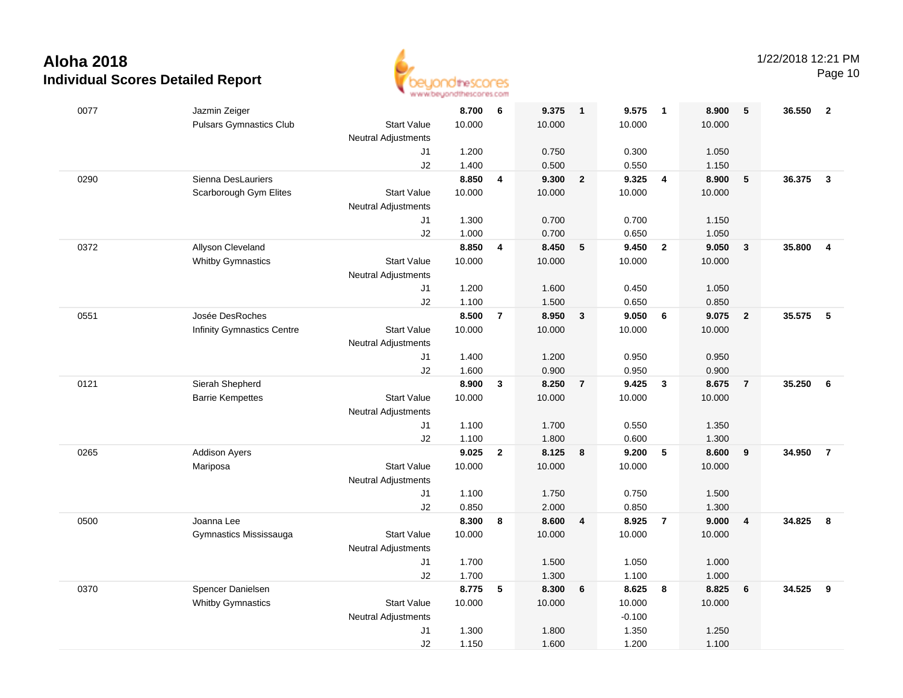# Aloha 2018

## Individual Scores Detailed Report

1/22/2018 12:21 PM

| # | Name / Club | | Score | Rank | Score | Rank | Score | Rank | Score | Rank | AA | Rank |
|---|---|---|---|---|---|---|---|---|---|---|---|---|
| 0077 | Jazmin Zeiger | | 8.700 | 6 | 9.375 | 1 | 9.575 | 1 | 8.900 | 5 | 36.550 | 2 |
| | Pulsars Gymnastics Club | Start Value | 10.000 | | 10.000 | | 10.000 | | 10.000 | | | |
| | | Neutral Adjustments | | | | | | | | | | |
| | | J1 | 1.200 | | 0.750 | | 0.300 | | 1.050 | | | |
| | | J2 | 1.400 | | 0.500 | | 0.550 | | 1.150 | | | |
| 0290 | Sienna DesLauriers | | 8.850 | 4 | 9.300 | 2 | 9.325 | 4 | 8.900 | 5 | 36.375 | 3 |
| | Scarborough Gym Elites | Start Value | 10.000 | | 10.000 | | 10.000 | | 10.000 | | | |
| | | Neutral Adjustments | | | | | | | | | | |
| | | J1 | 1.300 | | 0.700 | | 0.700 | | 1.150 | | | |
| | | J2 | 1.000 | | 0.700 | | 0.650 | | 1.050 | | | |
| 0372 | Allyson Cleveland | | 8.850 | 4 | 8.450 | 5 | 9.450 | 2 | 9.050 | 3 | 35.800 | 4 |
| | Whitby Gymnastics | Start Value | 10.000 | | 10.000 | | 10.000 | | 10.000 | | | |
| | | Neutral Adjustments | | | | | | | | | | |
| | | J1 | 1.200 | | 1.600 | | 0.450 | | 1.050 | | | |
| | | J2 | 1.100 | | 1.500 | | 0.650 | | 0.850 | | | |
| 0551 | Josée DesRoches | | 8.500 | 7 | 8.950 | 3 | 9.050 | 6 | 9.075 | 2 | 35.575 | 5 |
| | Infinity Gymnastics Centre | Start Value | 10.000 | | 10.000 | | 10.000 | | 10.000 | | | |
| | | Neutral Adjustments | | | | | | | | | | |
| | | J1 | 1.400 | | 1.200 | | 0.950 | | 0.950 | | | |
| | | J2 | 1.600 | | 0.900 | | 0.950 | | 0.900 | | | |
| 0121 | Sierah Shepherd | | 8.900 | 3 | 8.250 | 7 | 9.425 | 3 | 8.675 | 7 | 35.250 | 6 |
| | Barrie Kempettes | Start Value | 10.000 | | 10.000 | | 10.000 | | 10.000 | | | |
| | | Neutral Adjustments | | | | | | | | | | |
| | | J1 | 1.100 | | 1.700 | | 0.550 | | 1.350 | | | |
| | | J2 | 1.100 | | 1.800 | | 0.600 | | 1.300 | | | |
| 0265 | Addison Ayers | | 9.025 | 2 | 8.125 | 8 | 9.200 | 5 | 8.600 | 9 | 34.950 | 7 |
| | Mariposa | Start Value | 10.000 | | 10.000 | | 10.000 | | 10.000 | | | |
| | | Neutral Adjustments | | | | | | | | | | |
| | | J1 | 1.100 | | 1.750 | | 0.750 | | 1.500 | | | |
| | | J2 | 0.850 | | 2.000 | | 0.850 | | 1.300 | | | |
| 0500 | Joanna Lee | | 8.300 | 8 | 8.600 | 4 | 8.925 | 7 | 9.000 | 4 | 34.825 | 8 |
| | Gymnastics Mississauga | Start Value | 10.000 | | 10.000 | | 10.000 | | 10.000 | | | |
| | | Neutral Adjustments | | | | | | | | | | |
| | | J1 | 1.700 | | 1.500 | | 1.050 | | 1.000 | | | |
| | | J2 | 1.700 | | 1.300 | | 1.100 | | 1.000 | | | |
| 0370 | Spencer Danielsen | | 8.775 | 5 | 8.300 | 6 | 8.625 | 8 | 8.825 | 6 | 34.525 | 9 |
| | Whitby Gymnastics | Start Value | 10.000 | | 10.000 | | 10.000 | | 10.000 | | | |
| | | Neutral Adjustments | | | | | -0.100 | | | | | |
| | | J1 | 1.300 | | 1.800 | | 1.350 | | 1.250 | | | |
| | | J2 | 1.150 | | 1.600 | | 1.200 | | 1.100 | | | |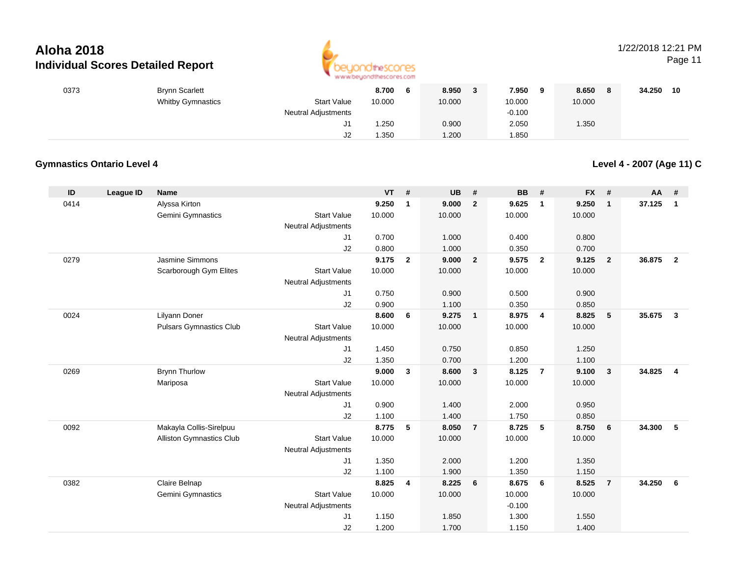# Aloha 2018

## Individual Scores Detailed Report

1/22/2018 12:21 PM

| ID | League ID | Name | | VT | # | UB | # | BB | # | FX | # | AA | # |
|---|---|---|---|---|---|---|---|---|---|---|---|---|---|
| 0373 | | Brynn Scarlett | | **8.700** | **6** | **8.950** | **3** | **7.950** | **9** | **8.650** | **8** | **34.250** | **10** |
| | | Whitby Gymnastics | Start Value | 10.000 | | 10.000 | | 10.000 | | 10.000 | | | |
| | | | Neutral Adjustments | | | | | -0.100 | | | | | |
| | | | J1 | 1.250 | | 0.900 | | 2.050 | | 1.350 | | | |
| | | | J2 | 1.350 | | 1.200 | | 1.850 | | | | | |

### Gymnastics Ontario Level 4

### Level 4 - 2007 (Age 11) C

| ID | League ID | Name | | VT | # | UB | # | BB | # | FX | # | AA | # |
|---|---|---|---|---|---|---|---|---|---|---|---|---|---|
| 0414 | | Alyssa Kirton | | **9.250** | **1** | **9.000** | **2** | **9.625** | **1** | **9.250** | **1** | **37.125** | **1** |
| | | Gemini Gymnastics | Start Value | 10.000 | | 10.000 | | 10.000 | | 10.000 | | | |
| | | | Neutral Adjustments | | | | | | | | | | |
| | | | J1 | 0.700 | | 1.000 | | 0.400 | | 0.800 | | | |
| | | | J2 | 0.800 | | 1.000 | | 0.350 | | 0.700 | | | |
| 0279 | | Jasmine Simmons | | **9.175** | **2** | **9.000** | **2** | **9.575** | **2** | **9.125** | **2** | **36.875** | **2** |
| | | Scarborough Gym Elites | Start Value | 10.000 | | 10.000 | | 10.000 | | 10.000 | | | |
| | | | Neutral Adjustments | | | | | | | | | | |
| | | | J1 | 0.750 | | 0.900 | | 0.500 | | 0.900 | | | |
| | | | J2 | 0.900 | | 1.100 | | 0.350 | | 0.850 | | | |
| 0024 | | Lilyann Doner | | **8.600** | **6** | **9.275** | **1** | **8.975** | **4** | **8.825** | **5** | **35.675** | **3** |
| | | Pulsars Gymnastics Club | Start Value | 10.000 | | 10.000 | | 10.000 | | 10.000 | | | |
| | | | Neutral Adjustments | | | | | | | | | | |
| | | | J1 | 1.450 | | 0.750 | | 0.850 | | 1.250 | | | |
| | | | J2 | 1.350 | | 0.700 | | 1.200 | | 1.100 | | | |
| 0269 | | Brynn Thurlow | | **9.000** | **3** | **8.600** | **3** | **8.125** | **7** | **9.100** | **3** | **34.825** | **4** |
| | | Mariposa | Start Value | 10.000 | | 10.000 | | 10.000 | | 10.000 | | | |
| | | | Neutral Adjustments | | | | | | | | | | |
| | | | J1 | 0.900 | | 1.400 | | 2.000 | | 0.950 | | | |
| | | | J2 | 1.100 | | 1.400 | | 1.750 | | 0.850 | | | |
| 0092 | | Makayla Collis-Sirelpuu | | **8.775** | **5** | **8.050** | **7** | **8.725** | **5** | **8.750** | **6** | **34.300** | **5** |
| | | Alliston Gymnastics Club | Start Value | 10.000 | | 10.000 | | 10.000 | | 10.000 | | | |
| | | | Neutral Adjustments | | | | | | | | | | |
| | | | J1 | 1.350 | | 2.000 | | 1.200 | | 1.350 | | | |
| | | | J2 | 1.100 | | 1.900 | | 1.350 | | 1.150 | | | |
| 0382 | | Claire Belnap | | **8.825** | **4** | **8.225** | **6** | **8.675** | **6** | **8.525** | **7** | **34.250** | **6** |
| | | Gemini Gymnastics | Start Value | 10.000 | | 10.000 | | 10.000 | | 10.000 | | | |
| | | | Neutral Adjustments | | | | | -0.100 | | | | | |
| | | | J1 | 1.150 | | 1.850 | | 1.300 | | 1.550 | | | |
| | | | J2 | 1.200 | | 1.700 | | 1.150 | | 1.400 | | | |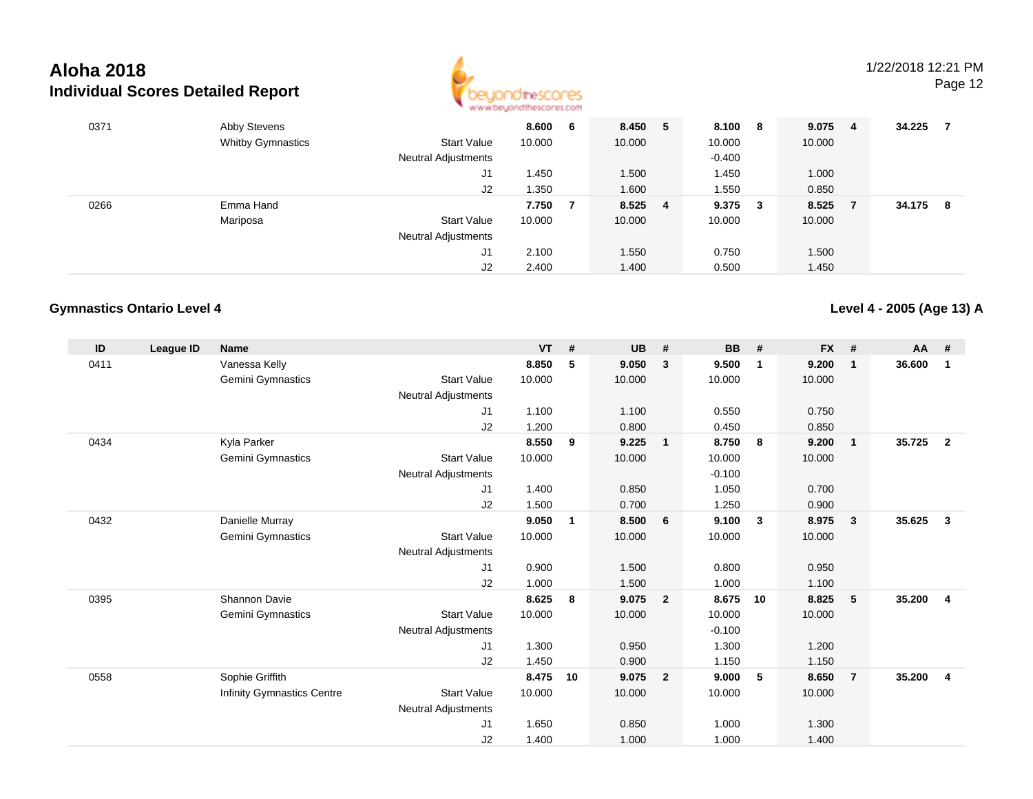# Aloha 2018
## Individual Scores Detailed Report

1/22/2018 12:21 PM

| ID | League ID | Name | | VT | # | UB | # | BB | # | FX | # | AA | # |
|---|---|---|---|---|---|---|---|---|---|---|---|---|---|
| 0371 | | Abby Stevens | | 8.600 | 6 | 8.450 | 5 | 8.100 | 8 | 9.075 | 4 | 34.225 | 7 |
| | | Whitby Gymnastics | Start Value | 10.000 | | 10.000 | | 10.000 | | 10.000 | | | |
| | | | Neutral Adjustments | | | | | -0.400 | | | | | |
| | | | J1 | 1.450 | | 1.500 | | 1.450 | | 1.000 | | | |
| | | | J2 | 1.350 | | 1.600 | | 1.550 | | 0.850 | | | |
| 0266 | | Emma Hand | | 7.750 | 7 | 8.525 | 4 | 9.375 | 3 | 8.525 | 7 | 34.175 | 8 |
| | | Mariposa | Start Value | 10.000 | | 10.000 | | 10.000 | | 10.000 | | | |
| | | | Neutral Adjustments | | | | | | | | | | |
| | | | J1 | 2.100 | | 1.550 | | 0.750 | | 1.500 | | | |
| | | | J2 | 2.400 | | 1.400 | | 0.500 | | 1.450 | | | |

### Gymnastics Ontario Level 4

### Level 4 - 2005 (Age 13) A

| ID | League ID | Name | | VT | # | UB | # | BB | # | FX | # | AA | # |
|---|---|---|---|---|---|---|---|---|---|---|---|---|---|
| 0411 | | Vanessa Kelly | | 8.850 | 5 | 9.050 | 3 | 9.500 | 1 | 9.200 | 1 | 36.600 | 1 |
| | | Gemini Gymnastics | Start Value | 10.000 | | 10.000 | | 10.000 | | 10.000 | | | |
| | | | Neutral Adjustments | | | | | | | | | | |
| | | | J1 | 1.100 | | 1.100 | | 0.550 | | 0.750 | | | |
| | | | J2 | 1.200 | | 0.800 | | 0.450 | | 0.850 | | | |
| 0434 | | Kyla Parker | | 8.550 | 9 | 9.225 | 1 | 8.750 | 8 | 9.200 | 1 | 35.725 | 2 |
| | | Gemini Gymnastics | Start Value | 10.000 | | 10.000 | | 10.000 | | 10.000 | | | |
| | | | Neutral Adjustments | | | | | -0.100 | | | | | |
| | | | J1 | 1.400 | | 0.850 | | 1.050 | | 0.700 | | | |
| | | | J2 | 1.500 | | 0.700 | | 1.250 | | 0.900 | | | |
| 0432 | | Danielle Murray | | 9.050 | 1 | 8.500 | 6 | 9.100 | 3 | 8.975 | 3 | 35.625 | 3 |
| | | Gemini Gymnastics | Start Value | 10.000 | | 10.000 | | 10.000 | | 10.000 | | | |
| | | | Neutral Adjustments | | | | | | | | | | |
| | | | J1 | 0.900 | | 1.500 | | 0.800 | | 0.950 | | | |
| | | | J2 | 1.000 | | 1.500 | | 1.000 | | 1.100 | | | |
| 0395 | | Shannon Davie | | 8.625 | 8 | 9.075 | 2 | 8.675 | 10 | 8.825 | 5 | 35.200 | 4 |
| | | Gemini Gymnastics | Start Value | 10.000 | | 10.000 | | 10.000 | | 10.000 | | | |
| | | | Neutral Adjustments | | | | | -0.100 | | | | | |
| | | | J1 | 1.300 | | 0.950 | | 1.300 | | 1.200 | | | |
| | | | J2 | 1.450 | | 0.900 | | 1.150 | | 1.150 | | | |
| 0558 | | Sophie Griffith | | 8.475 | 10 | 9.075 | 2 | 9.000 | 5 | 8.650 | 7 | 35.200 | 4 |
| | | Infinity Gymnastics Centre | Start Value | 10.000 | | 10.000 | | 10.000 | | 10.000 | | | |
| | | | Neutral Adjustments | | | | | | | | | | |
| | | | J1 | 1.650 | | 0.850 | | 1.000 | | 1.300 | | | |
| | | | J2 | 1.400 | | 1.000 | | 1.000 | | 1.400 | | | |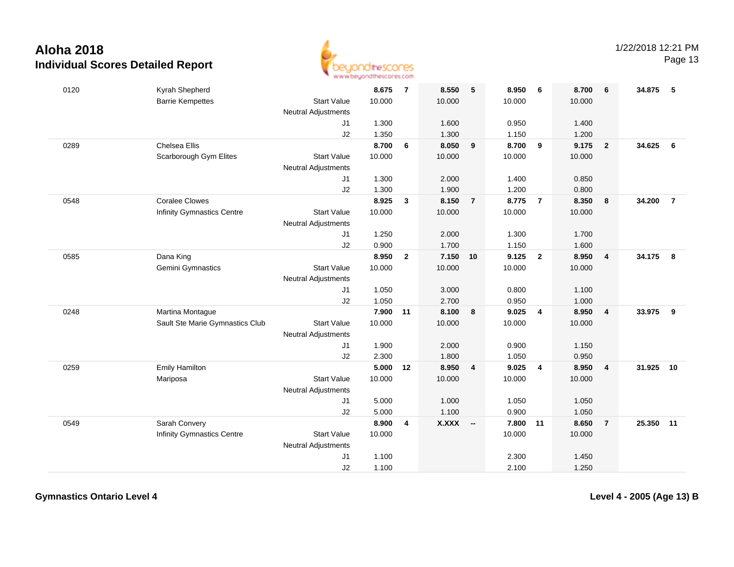# Aloha 2018

## Individual Scores Detailed Report

| # | Name / Club | | Vault | Rank | Bars | Rank | Beam | Rank | Floor | Rank | AA | Rank |
|---|---|---|---|---|---|---|---|---|---|---|---|---|
| 0120 | Kyrah Shepherd | | 8.675 | 7 | 8.550 | 5 | 8.950 | 6 | 8.700 | 6 | 34.875 | 5 |
| | Barrie Kempettes | Start Value | 10.000 | | 10.000 | | 10.000 | | 10.000 | | | |
| | | Neutral Adjustments | | | | | | | | | | |
| | | J1 | 1.300 | | 1.600 | | 0.950 | | 1.400 | | | |
| | | J2 | 1.350 | | 1.300 | | 1.150 | | 1.200 | | | |
| 0289 | Chelsea Ellis | | 8.700 | 6 | 8.050 | 9 | 8.700 | 9 | 9.175 | 2 | 34.625 | 6 |
| | Scarborough Gym Elites | Start Value | 10.000 | | 10.000 | | 10.000 | | 10.000 | | | |
| | | Neutral Adjustments | | | | | | | | | | |
| | | J1 | 1.300 | | 2.000 | | 1.400 | | 0.850 | | | |
| | | J2 | 1.300 | | 1.900 | | 1.200 | | 0.800 | | | |
| 0548 | Coralee Clowes | | 8.925 | 3 | 8.150 | 7 | 8.775 | 7 | 8.350 | 8 | 34.200 | 7 |
| | Infinity Gymnastics Centre | Start Value | 10.000 | | 10.000 | | 10.000 | | 10.000 | | | |
| | | Neutral Adjustments | | | | | | | | | | |
| | | J1 | 1.250 | | 2.000 | | 1.300 | | 1.700 | | | |
| | | J2 | 0.900 | | 1.700 | | 1.150 | | 1.600 | | | |
| 0585 | Dana King | | 8.950 | 2 | 7.150 | 10 | 9.125 | 2 | 8.950 | 4 | 34.175 | 8 |
| | Gemini Gymnastics | Start Value | 10.000 | | 10.000 | | 10.000 | | 10.000 | | | |
| | | Neutral Adjustments | | | | | | | | | | |
| | | J1 | 1.050 | | 3.000 | | 0.800 | | 1.100 | | | |
| | | J2 | 1.050 | | 2.700 | | 0.950 | | 1.000 | | | |
| 0248 | Martina Montague | | 7.900 | 11 | 8.100 | 8 | 9.025 | 4 | 8.950 | 4 | 33.975 | 9 |
| | Sault Ste Marie Gymnastics Club | Start Value | 10.000 | | 10.000 | | 10.000 | | 10.000 | | | |
| | | Neutral Adjustments | | | | | | | | | | |
| | | J1 | 1.900 | | 2.000 | | 0.900 | | 1.150 | | | |
| | | J2 | 2.300 | | 1.800 | | 1.050 | | 0.950 | | | |
| 0259 | Emily Hamilton | | 5.000 | 12 | 8.950 | 4 | 9.025 | 4 | 8.950 | 4 | 31.925 | 10 |
| | Mariposa | Start Value | 10.000 | | 10.000 | | 10.000 | | 10.000 | | | |
| | | Neutral Adjustments | | | | | | | | | | |
| | | J1 | 5.000 | | 1.000 | | 1.050 | | 1.050 | | | |
| | | J2 | 5.000 | | 1.100 | | 0.900 | | 1.050 | | | |
| 0549 | Sarah Convery | | 8.900 | 4 | X.XXX | -- | 7.800 | 11 | 8.650 | 7 | 25.350 | 11 |
| | Infinity Gymnastics Centre | Start Value | 10.000 | | | | 10.000 | | 10.000 | | | |
| | | Neutral Adjustments | | | | | | | | | | |
| | | J1 | 1.100 | | | | 2.300 | | 1.450 | | | |
| | | J2 | 1.100 | | | | 2.100 | | 1.250 | | | |

**Gymnastics Ontario Level 4** — **Level 4 - 2005 (Age 13) B**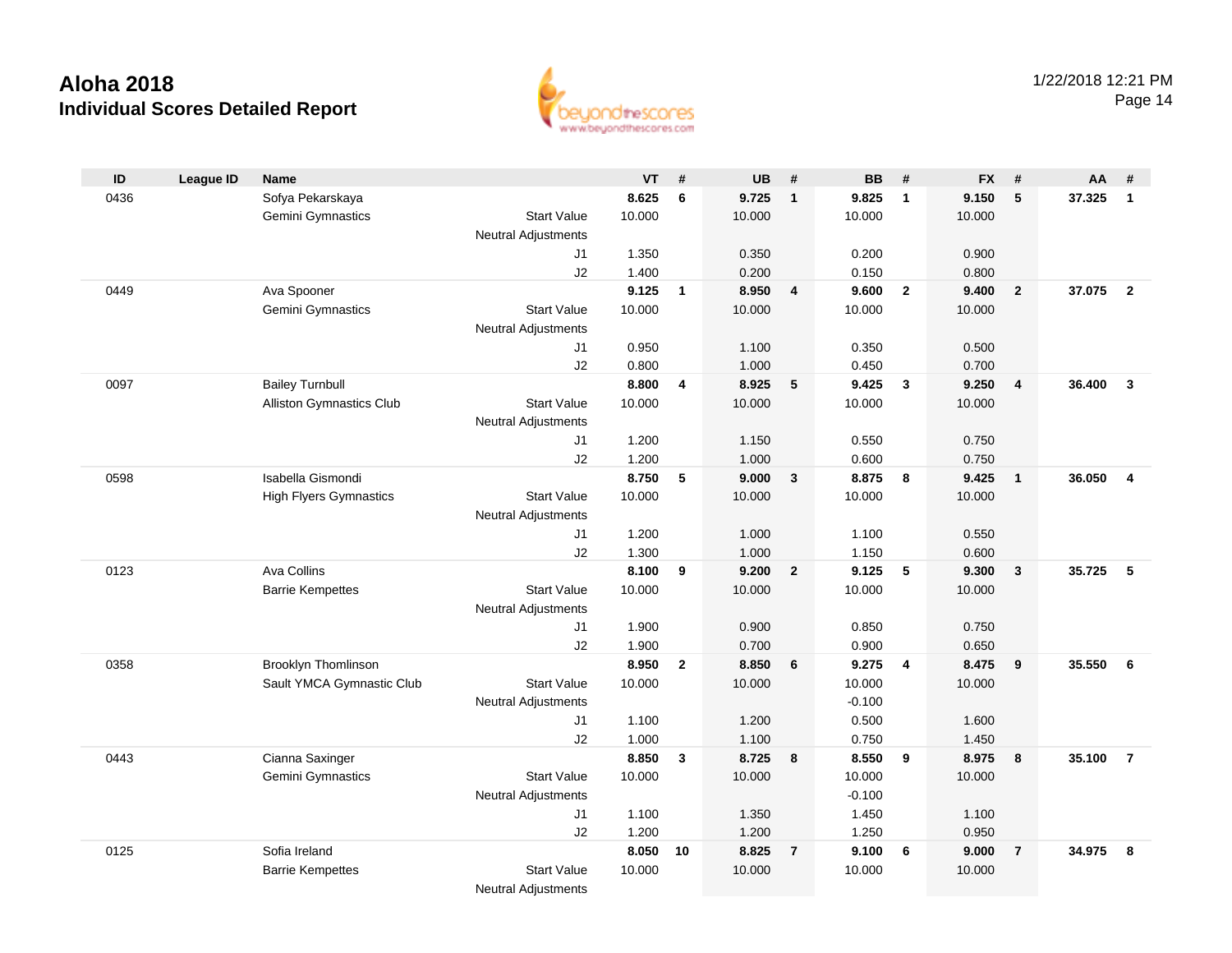# Aloha 2018
## Individual Scores Detailed Report

1/22/2018 12:21 PM

| ID | League ID | Name | | VT | # | UB | # | BB | # | FX | # | AA | # |
|---|---|---|---|---|---|---|---|---|---|---|---|---|---|
| 0436 | | Sofya Pekarskaya | | **8.625** | **6** | **9.725** | **1** | **9.825** | **1** | **9.150** | **5** | **37.325** | **1** |
| | | Gemini Gymnastics | Start Value | 10.000 | | 10.000 | | 10.000 | | 10.000 | | | |
| | | | Neutral Adjustments | | | | | | | | | | |
| | | | J1 | 1.350 | | 0.350 | | 0.200 | | 0.900 | | | |
| | | | J2 | 1.400 | | 0.200 | | 0.150 | | 0.800 | | | |
| 0449 | | Ava Spooner | | **9.125** | **1** | **8.950** | **4** | **9.600** | **2** | **9.400** | **2** | **37.075** | **2** |
| | | Gemini Gymnastics | Start Value | 10.000 | | 10.000 | | 10.000 | | 10.000 | | | |
| | | | Neutral Adjustments | | | | | | | | | | |
| | | | J1 | 0.950 | | 1.100 | | 0.350 | | 0.500 | | | |
| | | | J2 | 0.800 | | 1.000 | | 0.450 | | 0.700 | | | |
| 0097 | | Bailey Turnbull | | **8.800** | **4** | **8.925** | **5** | **9.425** | **3** | **9.250** | **4** | **36.400** | **3** |
| | | Alliston Gymnastics Club | Start Value | 10.000 | | 10.000 | | 10.000 | | 10.000 | | | |
| | | | Neutral Adjustments | | | | | | | | | | |
| | | | J1 | 1.200 | | 1.150 | | 0.550 | | 0.750 | | | |
| | | | J2 | 1.200 | | 1.000 | | 0.600 | | 0.750 | | | |
| 0598 | | Isabella Gismondi | | **8.750** | **5** | **9.000** | **3** | **8.875** | **8** | **9.425** | **1** | **36.050** | **4** |
| | | High Flyers Gymnastics | Start Value | 10.000 | | 10.000 | | 10.000 | | 10.000 | | | |
| | | | Neutral Adjustments | | | | | | | | | | |
| | | | J1 | 1.200 | | 1.000 | | 1.100 | | 0.550 | | | |
| | | | J2 | 1.300 | | 1.000 | | 1.150 | | 0.600 | | | |
| 0123 | | Ava Collins | | **8.100** | **9** | **9.200** | **2** | **9.125** | **5** | **9.300** | **3** | **35.725** | **5** |
| | | Barrie Kempettes | Start Value | 10.000 | | 10.000 | | 10.000 | | 10.000 | | | |
| | | | Neutral Adjustments | | | | | | | | | | |
| | | | J1 | 1.900 | | 0.900 | | 0.850 | | 0.750 | | | |
| | | | J2 | 1.900 | | 0.700 | | 0.900 | | 0.650 | | | |
| 0358 | | Brooklyn Thomlinson | | **8.950** | **2** | **8.850** | **6** | **9.275** | **4** | **8.475** | **9** | **35.550** | **6** |
| | | Sault YMCA Gymnastic Club | Start Value | 10.000 | | 10.000 | | 10.000 | | 10.000 | | | |
| | | | Neutral Adjustments | | | | | -0.100 | | | | | |
| | | | J1 | 1.100 | | 1.200 | | 0.500 | | 1.600 | | | |
| | | | J2 | 1.000 | | 1.100 | | 0.750 | | 1.450 | | | |
| 0443 | | Cianna Saxinger | | **8.850** | **3** | **8.725** | **8** | **8.550** | **9** | **8.975** | **8** | **35.100** | **7** |
| | | Gemini Gymnastics | Start Value | 10.000 | | 10.000 | | 10.000 | | 10.000 | | | |
| | | | Neutral Adjustments | | | | | -0.100 | | | | | |
| | | | J1 | 1.100 | | 1.350 | | 1.450 | | 1.100 | | | |
| | | | J2 | 1.200 | | 1.200 | | 1.250 | | 0.950 | | | |
| 0125 | | Sofia Ireland | | **8.050** | **10** | **8.825** | **7** | **9.100** | **6** | **9.000** | **7** | **34.975** | **8** |
| | | Barrie Kempettes | Start Value | 10.000 | | 10.000 | | 10.000 | | 10.000 | | | |
| | | | Neutral Adjustments | | | | | | | | | | |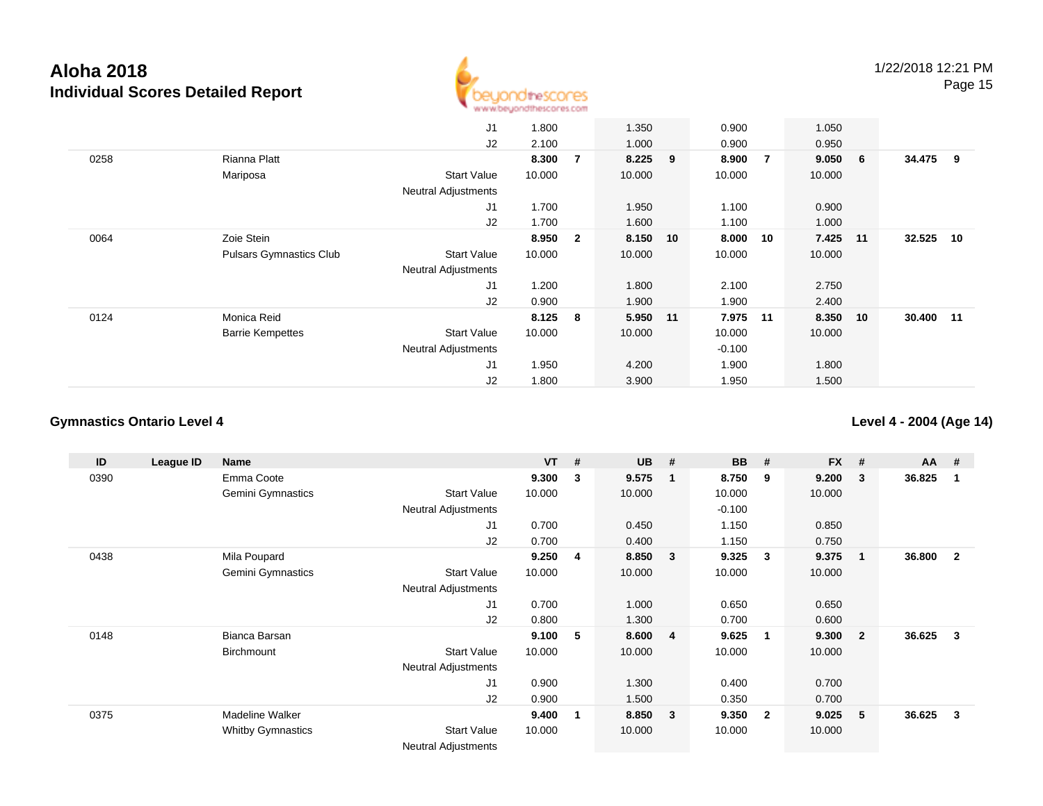# Aloha 2018

## Individual Scores Detailed Report

1/22/2018 12:21 PM

| ID | League ID | Name | | VT | # | UB | # | BB | # | FX | # | AA | # |
|---|---|---|---|---|---|---|---|---|---|---|---|---|---|
| | | | J1 | 1.800 | | 1.350 | | 0.900 | | 1.050 | | | |
| | | | J2 | 2.100 | | 1.000 | | 0.900 | | 0.950 | | | |
| 0258 | | Rianna Platt | | **8.300** | **7** | **8.225** | **9** | **8.900** | **7** | **9.050** | **6** | **34.475** | **9** |
| | | Mariposa | Start Value | 10.000 | | 10.000 | | 10.000 | | 10.000 | | | |
| | | | Neutral Adjustments | | | | | | | | | | |
| | | | J1 | 1.700 | | 1.950 | | 1.100 | | 0.900 | | | |
| | | | J2 | 1.700 | | 1.600 | | 1.100 | | 1.000 | | | |
| 0064 | | Zoie Stein | | **8.950** | **2** | **8.150** | **10** | **8.000** | **10** | **7.425** | **11** | **32.525** | **10** |
| | | Pulsars Gymnastics Club | Start Value | 10.000 | | 10.000 | | 10.000 | | 10.000 | | | |
| | | | Neutral Adjustments | | | | | | | | | | |
| | | | J1 | 1.200 | | 1.800 | | 2.100 | | 2.750 | | | |
| | | | J2 | 0.900 | | 1.900 | | 1.900 | | 2.400 | | | |
| 0124 | | Monica Reid | | **8.125** | **8** | **5.950** | **11** | **7.975** | **11** | **8.350** | **10** | **30.400** | **11** |
| | | Barrie Kempettes | Start Value | 10.000 | | 10.000 | | 10.000 | | 10.000 | | | |
| | | | Neutral Adjustments | | | | | -0.100 | | | | | |
| | | | J1 | 1.950 | | 4.200 | | 1.900 | | 1.800 | | | |
| | | | J2 | 1.800 | | 3.900 | | 1.950 | | 1.500 | | | |

### Gymnastics Ontario Level 4

### Level 4 - 2004 (Age 14)

| ID | League ID | Name | | VT | # | UB | # | BB | # | FX | # | AA | # |
|---|---|---|---|---|---|---|---|---|---|---|---|---|---|
| 0390 | | Emma Coote | | **9.300** | **3** | **9.575** | **1** | **8.750** | **9** | **9.200** | **3** | **36.825** | **1** |
| | | Gemini Gymnastics | Start Value | 10.000 | | 10.000 | | 10.000 | | 10.000 | | | |
| | | | Neutral Adjustments | | | | | -0.100 | | | | | |
| | | | J1 | 0.700 | | 0.450 | | 1.150 | | 0.850 | | | |
| | | | J2 | 0.700 | | 0.400 | | 1.150 | | 0.750 | | | |
| 0438 | | Mila Poupard | | **9.250** | **4** | **8.850** | **3** | **9.325** | **3** | **9.375** | **1** | **36.800** | **2** |
| | | Gemini Gymnastics | Start Value | 10.000 | | 10.000 | | 10.000 | | 10.000 | | | |
| | | | Neutral Adjustments | | | | | | | | | | |
| | | | J1 | 0.700 | | 1.000 | | 0.650 | | 0.650 | | | |
| | | | J2 | 0.800 | | 1.300 | | 0.700 | | 0.600 | | | |
| 0148 | | Bianca Barsan | | **9.100** | **5** | **8.600** | **4** | **9.625** | **1** | **9.300** | **2** | **36.625** | **3** |
| | | Birchmount | Start Value | 10.000 | | 10.000 | | 10.000 | | 10.000 | | | |
| | | | Neutral Adjustments | | | | | | | | | | |
| | | | J1 | 0.900 | | 1.300 | | 0.400 | | 0.700 | | | |
| | | | J2 | 0.900 | | 1.500 | | 0.350 | | 0.700 | | | |
| 0375 | | Madeline Walker | | **9.400** | **1** | **8.850** | **3** | **9.350** | **2** | **9.025** | **5** | **36.625** | **3** |
| | | Whitby Gymnastics | Start Value | 10.000 | | 10.000 | | 10.000 | | 10.000 | | | |
| | | | Neutral Adjustments | | | | | | | | | | |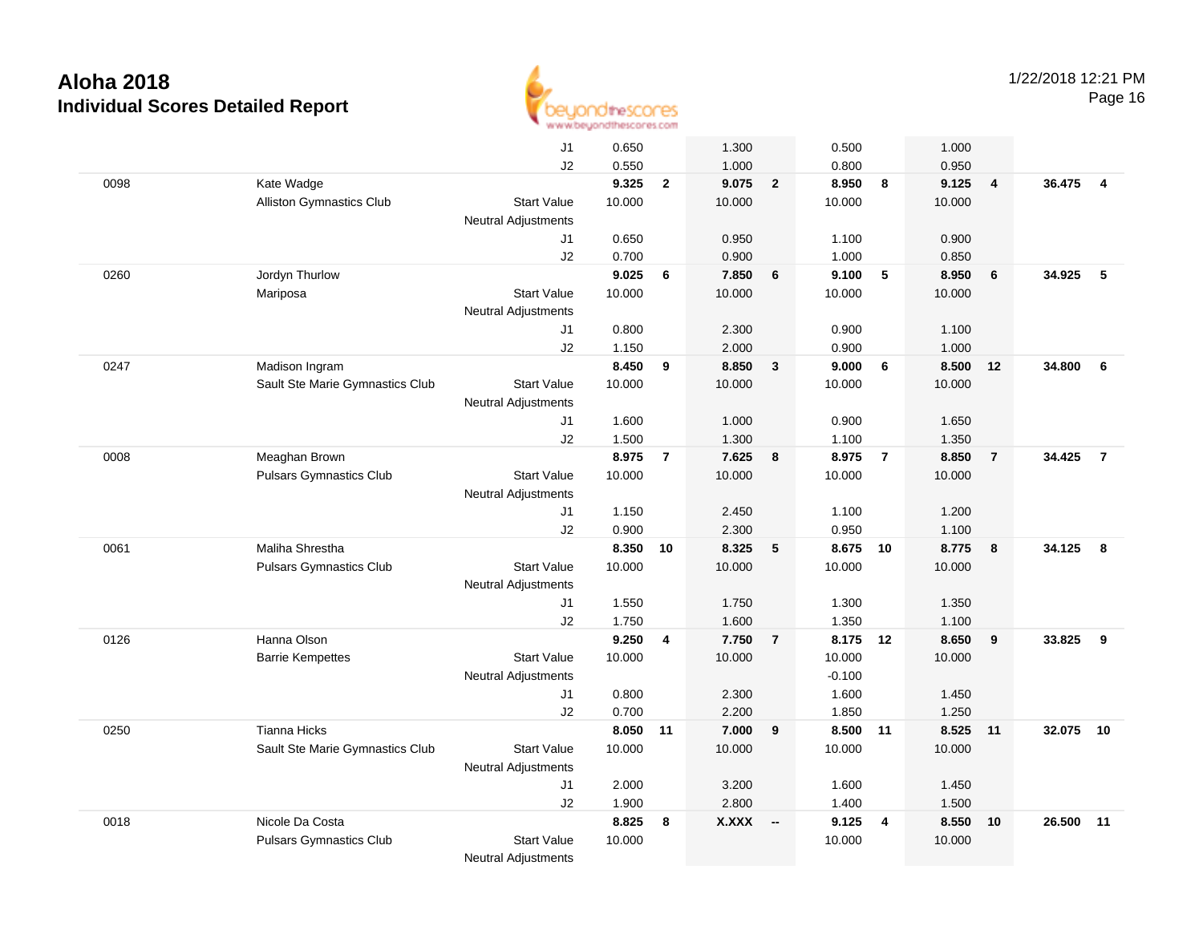# Aloha 2018

## Individual Scores Detailed Report

1/22/2018 12:21 PM

| | | | | | | | | | | | | |
|---|---|---|---|---|---|---|---|---|---|---|---|---|
| | | J1 | 0.650 | | 1.300 | | 0.500 | | 1.000 | | | |
| | | J2 | 0.550 | | 1.000 | | 0.800 | | 0.950 | | | |
| 0098 | Kate Wadge | | **9.325** | **2** | **9.075** | **2** | **8.950** | **8** | **9.125** | **4** | **36.475** | **4** |
| | Alliston Gymnastics Club | Start Value | 10.000 | | 10.000 | | 10.000 | | 10.000 | | | |
| | | Neutral Adjustments | | | | | | | | | | |
| | | J1 | 0.650 | | 0.950 | | 1.100 | | 0.900 | | | |
| | | J2 | 0.700 | | 0.900 | | 1.000 | | 0.850 | | | |
| 0260 | Jordyn Thurlow | | **9.025** | **6** | **7.850** | **6** | **9.100** | **5** | **8.950** | **6** | **34.925** | **5** |
| | Mariposa | Start Value | 10.000 | | 10.000 | | 10.000 | | 10.000 | | | |
| | | Neutral Adjustments | | | | | | | | | | |
| | | J1 | 0.800 | | 2.300 | | 0.900 | | 1.100 | | | |
| | | J2 | 1.150 | | 2.000 | | 0.900 | | 1.000 | | | |
| 0247 | Madison Ingram | | **8.450** | **9** | **8.850** | **3** | **9.000** | **6** | **8.500** | **12** | **34.800** | **6** |
| | Sault Ste Marie Gymnastics Club | Start Value | 10.000 | | 10.000 | | 10.000 | | 10.000 | | | |
| | | Neutral Adjustments | | | | | | | | | | |
| | | J1 | 1.600 | | 1.000 | | 0.900 | | 1.650 | | | |
| | | J2 | 1.500 | | 1.300 | | 1.100 | | 1.350 | | | |
| 0008 | Meaghan Brown | | **8.975** | **7** | **7.625** | **8** | **8.975** | **7** | **8.850** | **7** | **34.425** | **7** |
| | Pulsars Gymnastics Club | Start Value | 10.000 | | 10.000 | | 10.000 | | 10.000 | | | |
| | | Neutral Adjustments | | | | | | | | | | |
| | | J1 | 1.150 | | 2.450 | | 1.100 | | 1.200 | | | |
| | | J2 | 0.900 | | 2.300 | | 0.950 | | 1.100 | | | |
| 0061 | Maliha Shrestha | | **8.350** | **10** | **8.325** | **5** | **8.675** | **10** | **8.775** | **8** | **34.125** | **8** |
| | Pulsars Gymnastics Club | Start Value | 10.000 | | 10.000 | | 10.000 | | 10.000 | | | |
| | | Neutral Adjustments | | | | | | | | | | |
| | | J1 | 1.550 | | 1.750 | | 1.300 | | 1.350 | | | |
| | | J2 | 1.750 | | 1.600 | | 1.350 | | 1.100 | | | |
| 0126 | Hanna Olson | | **9.250** | **4** | **7.750** | **7** | **8.175** | **12** | **8.650** | **9** | **33.825** | **9** |
| | Barrie Kempettes | Start Value | 10.000 | | 10.000 | | 10.000 | | 10.000 | | | |
| | | Neutral Adjustments | | | | | -0.100 | | | | | |
| | | J1 | 0.800 | | 2.300 | | 1.600 | | 1.450 | | | |
| | | J2 | 0.700 | | 2.200 | | 1.850 | | 1.250 | | | |
| 0250 | Tianna Hicks | | **8.050** | **11** | **7.000** | **9** | **8.500** | **11** | **8.525** | **11** | **32.075** | **10** |
| | Sault Ste Marie Gymnastics Club | Start Value | 10.000 | | 10.000 | | 10.000 | | 10.000 | | | |
| | | Neutral Adjustments | | | | | | | | | | |
| | | J1 | 2.000 | | 3.200 | | 1.600 | | 1.450 | | | |
| | | J2 | 1.900 | | 2.800 | | 1.400 | | 1.500 | | | |
| 0018 | Nicole Da Costa | | **8.825** | **8** | **X.XXX** | **--** | **9.125** | **4** | **8.550** | **10** | **26.500** | **11** |
| | Pulsars Gymnastics Club | Start Value | 10.000 | | | | 10.000 | | 10.000 | | | |
| | | Neutral Adjustments | | | | | | | | | | |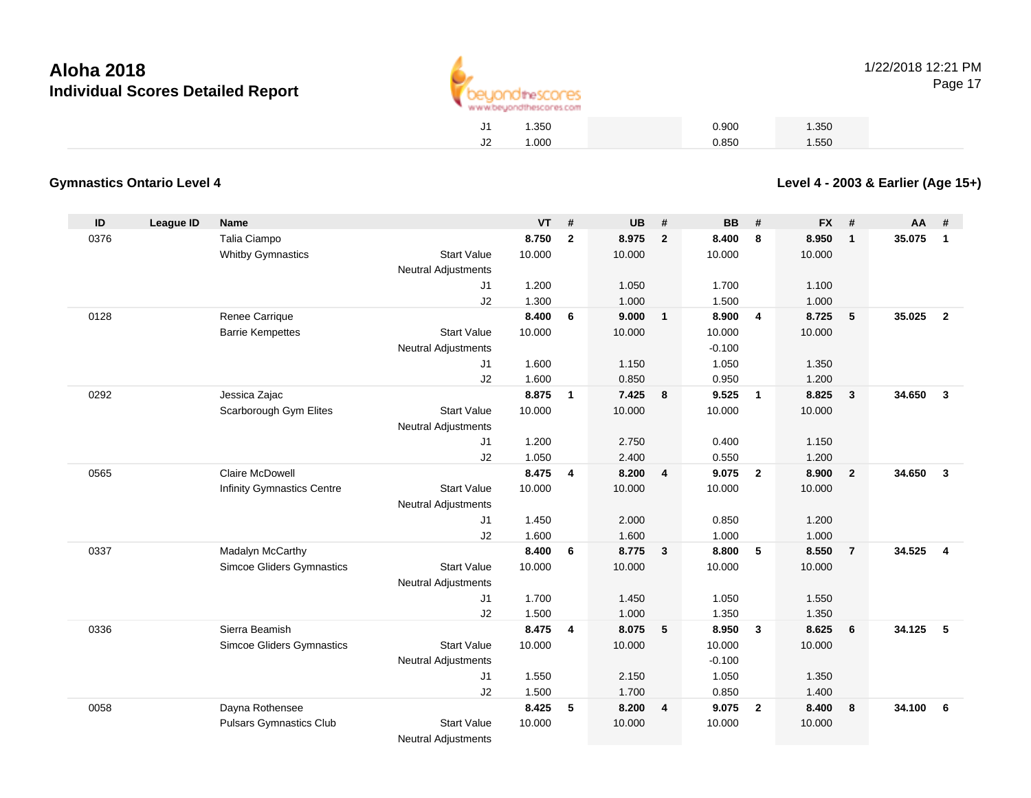# Aloha 2018
## Individual Scores Detailed Report

| | | | | | | | | |
|---|---|---|---|---|---|---|---|---|
| J1 | 1.350 | | | 0.900 | | 1.350 | | |
| J2 | 1.000 | | | 0.850 | | 1.550 | | |

### Gymnastics Ontario Level 4

### Level 4 - 2003 & Earlier (Age 15+)

| ID | League ID | Name | | VT | # | UB | # | BB | # | FX | # | AA | # |
|---|---|---|---|---|---|---|---|---|---|---|---|---|---|
| 0376 | | Talia Ciampo | | **8.750** | **2** | **8.975** | **2** | **8.400** | **8** | **8.950** | **1** | **35.075** | **1** |
| | | Whitby Gymnastics | Start Value | 10.000 | | 10.000 | | 10.000 | | 10.000 | | | |
| | | | Neutral Adjustments | | | | | | | | | | |
| | | | J1 | 1.200 | | 1.050 | | 1.700 | | 1.100 | | | |
| | | | J2 | 1.300 | | 1.000 | | 1.500 | | 1.000 | | | |
| 0128 | | Renee Carrique | | **8.400** | **6** | **9.000** | **1** | **8.900** | **4** | **8.725** | **5** | **35.025** | **2** |
| | | Barrie Kempettes | Start Value | 10.000 | | 10.000 | | 10.000 | | 10.000 | | | |
| | | | Neutral Adjustments | | | | | -0.100 | | | | | |
| | | | J1 | 1.600 | | 1.150 | | 1.050 | | 1.350 | | | |
| | | | J2 | 1.600 | | 0.850 | | 0.950 | | 1.200 | | | |
| 0292 | | Jessica Zajac | | **8.875** | **1** | **7.425** | **8** | **9.525** | **1** | **8.825** | **3** | **34.650** | **3** |
| | | Scarborough Gym Elites | Start Value | 10.000 | | 10.000 | | 10.000 | | 10.000 | | | |
| | | | Neutral Adjustments | | | | | | | | | | |
| | | | J1 | 1.200 | | 2.750 | | 0.400 | | 1.150 | | | |
| | | | J2 | 1.050 | | 2.400 | | 0.550 | | 1.200 | | | |
| 0565 | | Claire McDowell | | **8.475** | **4** | **8.200** | **4** | **9.075** | **2** | **8.900** | **2** | **34.650** | **3** |
| | | Infinity Gymnastics Centre | Start Value | 10.000 | | 10.000 | | 10.000 | | 10.000 | | | |
| | | | Neutral Adjustments | | | | | | | | | | |
| | | | J1 | 1.450 | | 2.000 | | 0.850 | | 1.200 | | | |
| | | | J2 | 1.600 | | 1.600 | | 1.000 | | 1.000 | | | |
| 0337 | | Madalyn McCarthy | | **8.400** | **6** | **8.775** | **3** | **8.800** | **5** | **8.550** | **7** | **34.525** | **4** |
| | | Simcoe Gliders Gymnastics | Start Value | 10.000 | | 10.000 | | 10.000 | | 10.000 | | | |
| | | | Neutral Adjustments | | | | | | | | | | |
| | | | J1 | 1.700 | | 1.450 | | 1.050 | | 1.550 | | | |
| | | | J2 | 1.500 | | 1.000 | | 1.350 | | 1.350 | | | |
| 0336 | | Sierra Beamish | | **8.475** | **4** | **8.075** | **5** | **8.950** | **3** | **8.625** | **6** | **34.125** | **5** |
| | | Simcoe Gliders Gymnastics | Start Value | 10.000 | | 10.000 | | 10.000 | | 10.000 | | | |
| | | | Neutral Adjustments | | | | | -0.100 | | | | | |
| | | | J1 | 1.550 | | 2.150 | | 1.050 | | 1.350 | | | |
| | | | J2 | 1.500 | | 1.700 | | 0.850 | | 1.400 | | | |
| 0058 | | Dayna Rothensee | | **8.425** | **5** | **8.200** | **4** | **9.075** | **2** | **8.400** | **8** | **34.100** | **6** |
| | | Pulsars Gymnastics Club | Start Value | 10.000 | | 10.000 | | 10.000 | | 10.000 | | | |
| | | | Neutral Adjustments | | | | | | | | | | |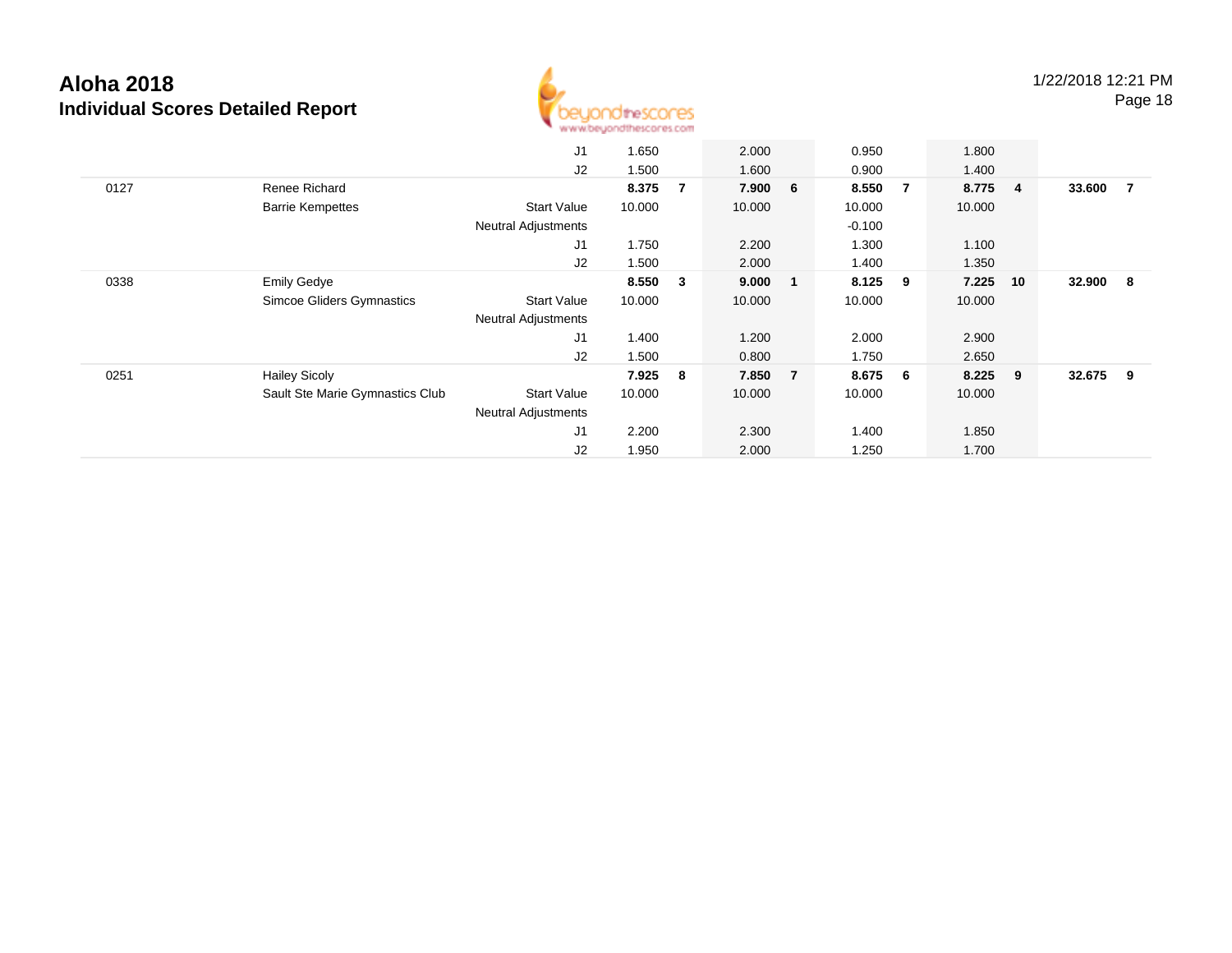# Aloha 2018

## Individual Scores Detailed Report

| | | | | | | | | | | | | |
|---|---|---|---|---|---|---|---|---|---|---|---|---|
| | | J1 | 1.650 | | 2.000 | | 0.950 | | 1.800 | | | |
| | | J2 | 1.500 | | 1.600 | | 0.900 | | 1.400 | | | |
| 0127 | Renee Richard | | **8.375** | **7** | **7.900** | **6** | **8.550** | **7** | **8.775** | **4** | **33.600** | **7** |
| | Barrie Kempettes | Start Value | 10.000 | | 10.000 | | 10.000 | | 10.000 | | | |
| | | Neutral Adjustments | | | | | -0.100 | | | | | |
| | | J1 | 1.750 | | 2.200 | | 1.300 | | 1.100 | | | |
| | | J2 | 1.500 | | 2.000 | | 1.400 | | 1.350 | | | |
| 0338 | Emily Gedye | | **8.550** | **3** | **9.000** | **1** | **8.125** | **9** | **7.225** | **10** | **32.900** | **8** |
| | Simcoe Gliders Gymnastics | Start Value | 10.000 | | 10.000 | | 10.000 | | 10.000 | | | |
| | | Neutral Adjustments | | | | | | | | | | |
| | | J1 | 1.400 | | 1.200 | | 2.000 | | 2.900 | | | |
| | | J2 | 1.500 | | 0.800 | | 1.750 | | 2.650 | | | |
| 0251 | Hailey Sicoly | | **7.925** | **8** | **7.850** | **7** | **8.675** | **6** | **8.225** | **9** | **32.675** | **9** |
| | Sault Ste Marie Gymnastics Club | Start Value | 10.000 | | 10.000 | | 10.000 | | 10.000 | | | |
| | | Neutral Adjustments | | | | | | | | | | |
| | | J1 | 2.200 | | 2.300 | | 1.400 | | 1.850 | | | |
| | | J2 | 1.950 | | 2.000 | | 1.250 | | 1.700 | | | |